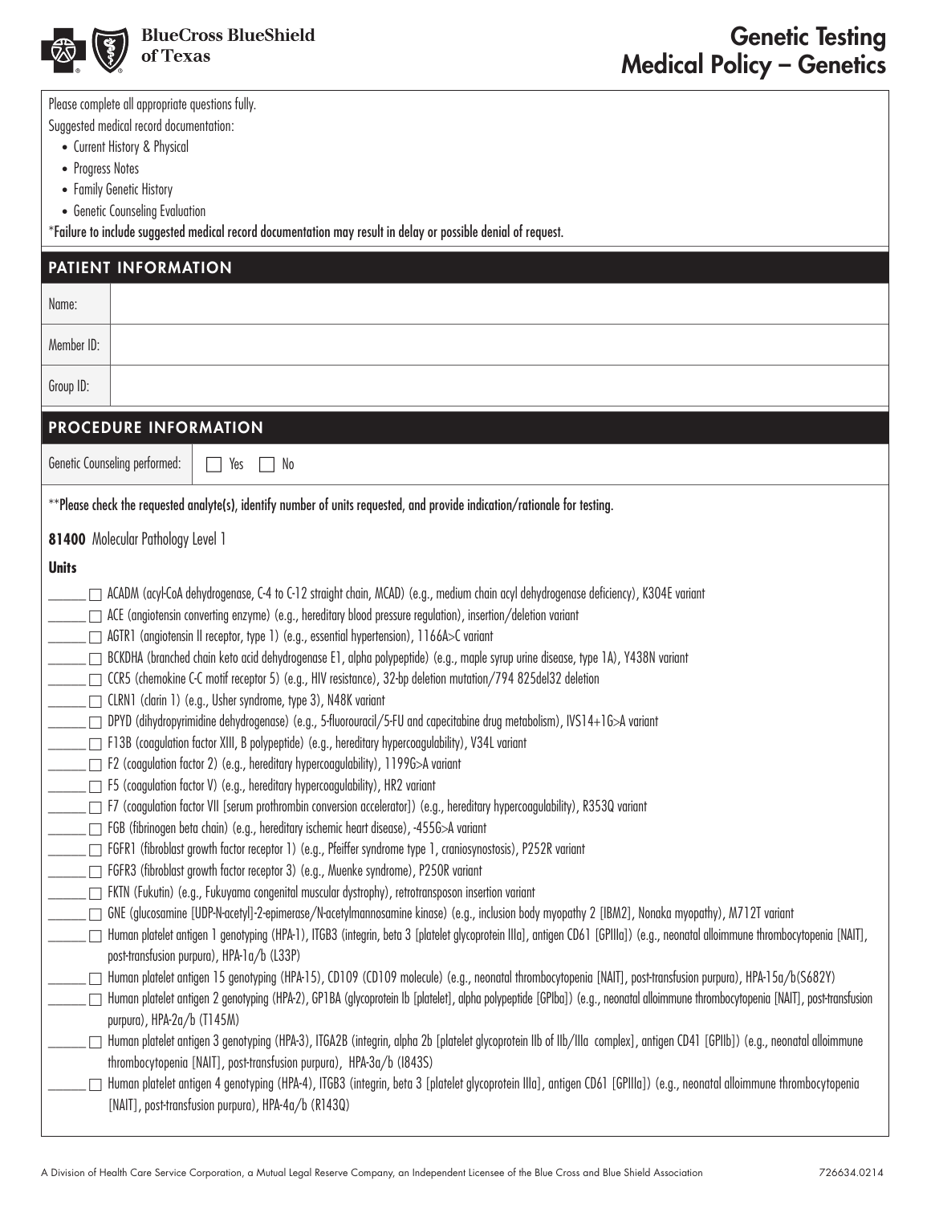# Genetic Testing Medical Policy – Genetics

BlueCross BlueShield of Texas

Please complete all appropriate questions fully.

Suggested medical record documentation:

- Current History & Physical
- Progress Notes
- Family Genetic History
- Genetic Counseling Evaluation

***Failure to include suggested medical record documentation may result in delay or possible denial of request.**

## PATIENT INFORMATION

| | |
|---|---|
| Name: | |
| Member ID: | |
| Group ID: | |

## PROCEDURE INFORMATION

| | |
|---|---|
| Genetic Counseling performed: | ☐ Yes ☐ No |

****Please check the requested analyte(s), identify number of units requested, and provide indication/rationale for testing.**

**81400** Molecular Pathology Level 1

**Units**

- ______ ☐ ACADM (acyl-CoA dehydrogenase, C-4 to C-12 straight chain, MCAD) (e.g., medium chain acyl dehydrogenase deficiency), K304E variant
- ______ ☐ ACE (angiotensin converting enzyme) (e.g., hereditary blood pressure regulation), insertion/deletion variant
- ______ ☐ AGTR1 (angiotensin II receptor, type 1) (e.g., essential hypertension), 1166A>C variant
- ______ ☐ BCKDHA (branched chain keto acid dehydrogenase E1, alpha polypeptide) (e.g., maple syrup urine disease, type 1A), Y438N variant
- ______ ☐ CCR5 (chemokine C-C motif receptor 5) (e.g., HIV resistance), 32-bp deletion mutation/794 825del32 deletion
- ______ ☐ CLRN1 (clarin 1) (e.g., Usher syndrome, type 3), N48K variant
- ______ ☐ DPYD (dihydropyrimidine dehydrogenase) (e.g., 5-fluorouracil/5-FU and capecitabine drug metabolism), IVS14+1G>A variant
- ______ ☐ F13B (coagulation factor XIII, B polypeptide) (e.g., hereditary hypercoagulability), V34L variant
- ______ ☐ F2 (coagulation factor 2) (e.g., hereditary hypercoagulability), 1199G>A variant
- ______ ☐ F5 (coagulation factor V) (e.g., hereditary hypercoagulability), HR2 variant
- ______ ☐ F7 (coagulation factor VII [serum prothrombin conversion accelerator]) (e.g., hereditary hypercoagulability), R353Q variant
- ______ ☐ FGB (fibrinogen beta chain) (e.g., hereditary ischemic heart disease), -455G>A variant
- ______ ☐ FGFR1 (fibroblast growth factor receptor 1) (e.g., Pfeiffer syndrome type 1, craniosynostosis), P252R variant
- ______ ☐ FGFR3 (fibroblast growth factor receptor 3) (e.g., Muenke syndrome), P250R variant
- ______ ☐ FKTN (Fukutin) (e.g., Fukuyama congenital muscular dystrophy), retrotransposon insertion variant
- ______ ☐ GNE (glucosamine [UDP-N-acetyl]-2-epimerase/N-acetylmannosamine kinase) (e.g., inclusion body myopathy 2 [IBM2], Nonaka myopathy), M712T variant
- ______ ☐ Human platelet antigen 1 genotyping (HPA-1), ITGB3 (integrin, beta 3 [platelet glycoprotein IIIa], antigen CD61 [GPIIIa]) (e.g., neonatal alloimmune thrombocytopenia [NAIT], post-transfusion purpura), HPA-1a/b (L33P)
- ______ ☐ Human platelet antigen 15 genotyping (HPA-15), CD109 (CD109 molecule) (e.g., neonatal thrombocytopenia [NAIT], post-transfusion purpura), HPA-15a/b(S682Y)
- ______ ☐ Human platelet antigen 2 genotyping (HPA-2), GP1BA (glycoprotein Ib [platelet], alpha polypeptide [GPIba]) (e.g., neonatal alloimmune thrombocytopenia [NAIT], post-transfusion purpura), HPA-2a/b (T145M)
- ______ ☐ Human platelet antigen 3 genotyping (HPA-3), ITGA2B (integrin, alpha 2b [platelet glycoprotein IIb of IIb/IIIa complex], antigen CD41 [GPIIb]) (e.g., neonatal alloimmune thrombocytopenia [NAIT], post-transfusion purpura), HPA-3a/b (I843S)
- ______ ☐ Human platelet antigen 4 genotyping (HPA-4), ITGB3 (integrin, beta 3 [platelet glycoprotein IIIa], antigen CD61 [GPIIIa]) (e.g., neonatal alloimmune thrombocytopenia [NAIT], post-transfusion purpura), HPA-4a/b (R143Q)

A Division of Health Care Service Corporation, a Mutual Legal Reserve Company, an Independent Licensee of the Blue Cross and Blue Shield Association 726634.0214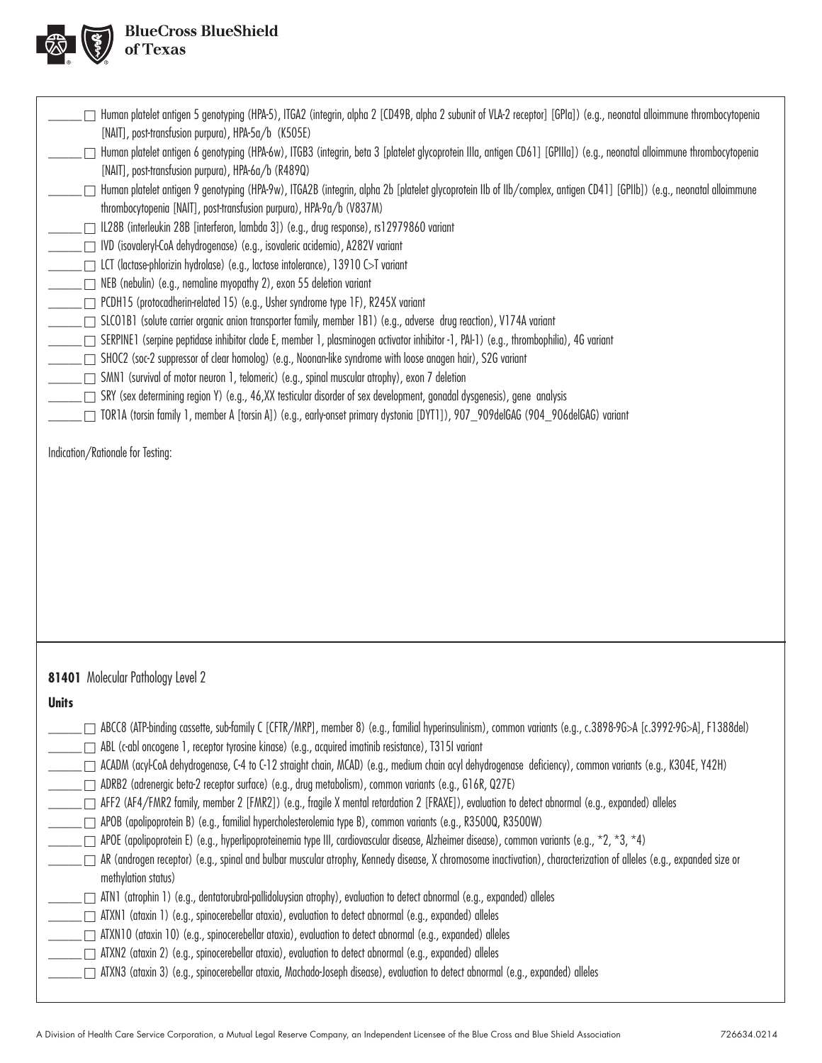______ ☐ Human platelet antigen 5 genotyping (HPA-5), ITGA2 (integrin, alpha 2 [CD49B, alpha 2 subunit of VLA-2 receptor] [GPIa]) (e.g., neonatal alloimmune thrombocytopenia [NAIT], post-transfusion purpura), HPA-5a/b (K505E)

______ ☐ Human platelet antigen 6 genotyping (HPA-6w), ITGB3 (integrin, beta 3 [platelet glycoprotein IIIa, antigen CD61] [GPIIIa]) (e.g., neonatal alloimmune thrombocytopenia [NAIT], post-transfusion purpura), HPA-6a/b (R489Q)

______ ☐ Human platelet antigen 9 genotyping (HPA-9w), ITGA2B (integrin, alpha 2b [platelet glycoprotein IIb of IIb/complex, antigen CD41] [GPIIb]) (e.g., neonatal alloimmune thrombocytopenia [NAIT], post-transfusion purpura), HPA-9a/b (V837M)

______ ☐ IL28B (interleukin 28B [interferon, lambda 3]) (e.g., drug response), rs12979860 variant

______ ☐ IVD (isovaleryl-CoA dehydrogenase) (e.g., isovaleric acidemia), A282V variant

______ ☐ LCT (lactase-phlorizin hydrolase) (e.g., lactose intolerance), 13910 C>T variant

______ ☐ NEB (nebulin) (e.g., nemaline myopathy 2), exon 55 deletion variant

______ ☐ PCDH15 (protocadherin-related 15) (e.g., Usher syndrome type 1F), R245X variant

______ ☐ SLCO1B1 (solute carrier organic anion transporter family, member 1B1) (e.g., adverse drug reaction), V174A variant

______ ☐ SERPINE1 (serpine peptidase inhibitor clade E, member 1, plasminogen activator inhibitor -1, PAI-1) (e.g., thrombophilia), 4G variant

______ ☐ SHOC2 (soc-2 suppressor of clear homolog) (e.g., Noonan-like syndrome with loose anagen hair), S2G variant

______ ☐ SMN1 (survival of motor neuron 1, telomeric) (e.g., spinal muscular atrophy), exon 7 deletion

______ ☐ SRY (sex determining region Y) (e.g., 46,XX testicular disorder of sex development, gonadal dysgenesis), gene analysis

______ ☐ TOR1A (torsin family 1, member A [torsin A]) (e.g., early-onset primary dystonia [DYT1]), 907_909delGAG (904_906delGAG) variant

Indication/Rationale for Testing:

**81401** Molecular Pathology Level 2

**Units**

______ ☐ ABCC8 (ATP-binding cassette, sub-family C [CFTR/MRP], member 8) (e.g., familial hyperinsulinism), common variants (e.g., c.3898-9G>A [c.3992-9G>A], F1388del)

______ ☐ ABL (c-abl oncogene 1, receptor tyrosine kinase) (e.g., acquired imatinib resistance), T315I variant

______ ☐ ACADM (acyl-CoA dehydrogenase, C-4 to C-12 straight chain, MCAD) (e.g., medium chain acyl dehydrogenase deficiency), common variants (e.g., K304E, Y42H)

______ ☐ ADRB2 (adrenergic beta-2 receptor surface) (e.g., drug metabolism), common variants (e.g., G16R, Q27E)

______ ☐ AFF2 (AF4/FMR2 family, member 2 [FMR2]) (e.g., fragile X mental retardation 2 [FRAXE]), evaluation to detect abnormal (e.g., expanded) alleles

______ ☐ APOB (apolipoprotein B) (e.g., familial hypercholesterolemia type B), common variants (e.g., R3500Q, R3500W)

______ ☐ APOE (apolipoprotein E) (e.g., hyperlipoproteinemia type III, cardiovascular disease, Alzheimer disease), common variants (e.g., *2, *3, *4)

______ ☐ AR (androgen receptor) (e.g., spinal and bulbar muscular atrophy, Kennedy disease, X chromosome inactivation), characterization of alleles (e.g., expanded size or methylation status)

______ ☐ ATN1 (atrophin 1) (e.g., dentatorubral-pallidoluysian atrophy), evaluation to detect abnormal (e.g., expanded) alleles

______ ☐ ATXN1 (ataxin 1) (e.g., spinocerebellar ataxia), evaluation to detect abnormal (e.g., expanded) alleles

______ ☐ ATXN10 (ataxin 10) (e.g., spinocerebellar ataxia), evaluation to detect abnormal (e.g., expanded) alleles

______ ☐ ATXN2 (ataxin 2) (e.g., spinocerebellar ataxia), evaluation to detect abnormal (e.g., expanded) alleles

______ ☐ ATXN3 (ataxin 3) (e.g., spinocerebellar ataxia, Machado-Joseph disease), evaluation to detect abnormal (e.g., expanded) alleles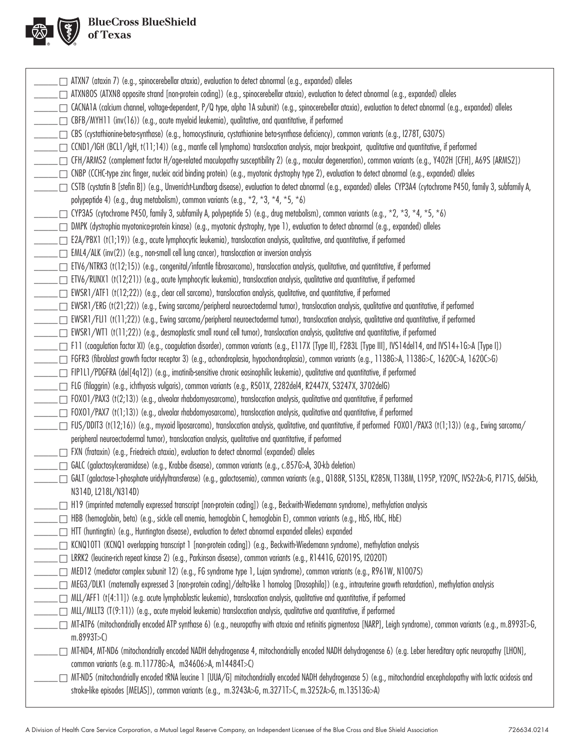- ______ ☐ ATXN7 (ataxin 7) (e.g., spinocerebellar ataxia), evaluation to detect abnormal (e.g., expanded) alleles
- ______ ☐ ATXN8OS (ATXN8 opposite strand [non-protein coding]) (e.g., spinocerebellar ataxia), evaluation to detect abnormal (e.g., expanded) alleles
- ______ ☐ CACNA1A (calcium channel, voltage-dependent, P/Q type, alpha 1A subunit) (e.g., spinocerebellar ataxia), evaluation to detect abnormal (e.g., expanded) alleles
- ______ ☐ CBFB/MYH11 (inv(16)) (e.g., acute myeloid leukemia), qualitative, and quantitative, if performed
- ______ ☐ CBS (cystathionine-beta-synthase) (e.g., homocystinuria, cystathionine beta-synthase deficiency), common variants (e.g., I278T, G307S)
- ______ ☐ CCND1/IGH (BCL1/IgH, t(11;14)) (e.g., mantle cell lymphoma) translocation analysis, major breakpoint, qualitative and quantitative, if performed
- ______ ☐ CFH/ARMS2 (complement factor H/age-related maculopathy susceptibility 2) (e.g., macular degeneration), common variants (e.g., Y402H [CFH], A69S [ARMS2])
- ______ ☐ CNBP (CCHC-type zinc finger, nucleic acid binding protein) (e.g., myotonic dystrophy type 2), evaluation to detect abnormal (e.g., expanded) alleles
- ______ ☐ CSTB (cystatin B [stefin B]) (e.g., Unverricht-Lundborg disease), evaluation to detect abnormal (e.g., expanded) alleles CYP3A4 (cytochrome P450, family 3, subfamily A, polypeptide 4) (e.g., drug metabolism), common variants (e.g., *2, *3, *4, *5, *6)
- ______ ☐ CYP3A5 (cytochrome P450, family 3, subfamily A, polypeptide 5) (e.g., drug metabolism), common variants (e.g., *2, *3, *4, *5, *6)
- ______ ☐ DMPK (dystrophia myotonica-protein kinase) (e.g., myotonic dystrophy, type 1), evaluation to detect abnormal (e.g., expanded) alleles
- ______ ☐ E2A/PBX1 (t(1;19)) (e.g., acute lymphocytic leukemia), translocation analysis, qualitative, and quantitative, if performed
- ______ ☐ EML4/ALK (inv(2)) (e.g., non-small cell lung cancer), translocation or inversion analysis
- ______ ☐ ETV6/NTRK3 (t(12;15)) (e.g., congenital/infantile fibrosarcoma), translocation analysis, qualitative, and quantitative, if performed
- ______ ☐ ETV6/RUNX1 (t(12;21)) (e.g., acute lymphocytic leukemia), translocation analysis, qualitative and quantitative, if performed
- ______ ☐ EWSR1/ATF1 (t(12;22)) (e.g., clear cell sarcoma), translocation analysis, qualitative, and quantitative, if performed
- ______ ☐ EWSR1/ERG (t(21;22)) (e.g., Ewing sarcoma/peripheral neuroectodermal tumor), translocation analysis, qualitative and quantitative, if performed
- ______ ☐ EWSR1/FLI1 (t(11;22)) (e.g., Ewing sarcoma/peripheral neuroectodermal tumor), translocation analysis, qualitative and quantitative, if performed
- ______ ☐ EWSR1/WT1 (t(11;22)) (e.g., desmoplastic small round cell tumor), translocation analysis, qualitative and quantitative, if performed
- ______ ☐ F11 (coagulation factor XI) (e.g., coagulation disorder), common variants (e.g., E117X [Type II], F283L [Type III], IVS14del14, and IVS14+1G>A [Type I])
- ______ ☐ FGFR3 (fibroblast growth factor receptor 3) (e.g., achondroplasia, hypochondroplasia), common variants (e.g., 1138G>A, 1138G>C, 1620C>A, 1620C>G)
- ______ ☐ FIP1L1/PDGFRA (del[4q12]) (e.g., imatinib-sensitive chronic eosinophilic leukemia), qualitative and quantitative, if performed
- ______ ☐ FLG (filaggrin) (e.g., ichthyosis vulgaris), common variants (e.g., R501X, 2282del4, R2447X, S3247X, 3702delG)
- ______ ☐ FOXO1/PAX3 (t(2;13)) (e.g., alveolar rhabdomyosarcoma), translocation analysis, qualitative and quantitative, if performed
- ______ ☐ FOXO1/PAX7 (t(1;13)) (e.g., alveolar rhabdomyosarcoma), translocation analysis, qualitative and quantitative, if performed
- ______ ☐ FUS/DDIT3 (t(12;16)) (e.g., myxoid liposarcoma), translocation analysis, qualitative, and quantitative, if performed FOXO1/PAX3 (t(1;13)) (e.g., Ewing sarcoma/ peripheral neuroectodermal tumor), translocation analysis, qualitative and quantitative, if performed
- ______ ☐ FXN (frataxin) (e.g., Friedreich ataxia), evaluation to detect abnormal (expanded) alleles
- ______ ☐ GALC (galactosylceramidase) (e.g., Krabbe disease), common variants (e.g., c.857G>A, 30-kb deletion)
- ______ ☐ GALT (galactose-1-phosphate uridylyltransferase) (e.g., galactosemia), common variants (e.g., Q188R, S135L, K285N, T138M, L195P, Y209C, IVS2-2A>G, P171S, del5kb, N314D, L218L/N314D)
- ______ ☐ H19 (imprinted maternally expressed transcript [non-protein coding]) (e.g., Beckwith-Wiedemann syndrome), methylation analysis
- ______ ☐ HBB (hemoglobin, beta) (e.g., sickle cell anemia, hemoglobin C, hemoglobin E), common variants (e.g., HbS, HbC, HbE)
- ______ ☐ HTT (huntingtin) (e.g., Huntington disease), evaluation to detect abnormal expanded alleles) expanded
- ______ ☐ KCNQ1OT1 (KCNQ1 overlapping transcript 1 [non-protein coding]) (e.g., Beckwith-Wiedemann syndrome), methylation analysis
- ______ ☐ LRRK2 (leucine-rich repeat kinase 2) (e.g., Parkinson disease), common variants (e.g., R1441G, G2019S, I2020T)
- ______ ☐ MED12 (mediator complex subunit 12) (e.g., FG syndrome type 1, Lujan syndrome), common variants (e.g., R961W, N1007S)
- ______ ☐ MEG3/DLK1 (maternally expressed 3 [non-protein coding]/delta-like 1 homolog [Drosophila]) (e.g., intrauterine growth retardation), methylation analysis
- ______ ☐ MLL/AFF1 (t[4:11]) (e.g. acute lymphoblastic leukemia), translocation analysis, qualitative and quantitative, if performed
- ______ ☐ MLL/MLLT3 (T(9:11)) (e.g., acute myeloid leukemia) translocation analysis, qualitative and quantitative, if performed
- ______ ☐ MT-ATP6 (mitochondrially encoded ATP synthase 6) (e.g., neuropathy with ataxia and retinitis pigmentosa [NARP], Leigh syndrome), common variants (e.g., m.8993T>G, m.8993T>C)
- ______ ☐ MT-ND4, MT-ND6 (mitochondrially encoded NADH dehydrogenase 4, mitochondrially encoded NADH dehydrogenase 6) (e.g. Leber hereditary optic neuropathy [LHON], common variants (e.g. m.11778G>A, m34606>A, m14484T>C)
- ______ ☐ MT-ND5 (mitochondrially encoded tRNA leucine 1 [UUA/G] mitochondrially encoded NADH dehydrogenase 5) (e.g., mitochondrial encephalopathy with lactic acidosis and stroke-like episodes [MELAS]), common variants (e.g., m.3243A>G, m.3271T>C, m.3252A>G, m.13513G>A)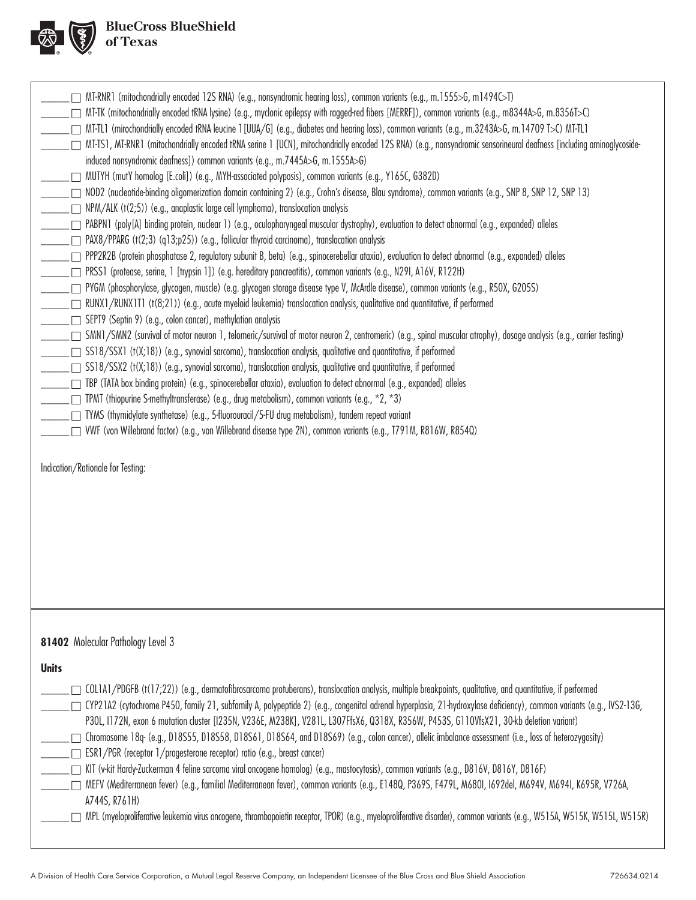- ______ ☐ MT-RNR1 (mitochondrially encoded 12S RNA) (e.g., nonsyndromic hearing loss), common variants (e.g., m.1555>G, m1494C>T)
- ______ ☐ MT-TK (mitochondrially encoded tRNA lysine) (e.g., myclonic epilepsy with ragged-red fibers [MERRF]), common variants (e.g., m8344A>G, m.8356T>C)
- ______ ☐ MT-TL1 (mirochondrially encoded tRNA leucine 1[UUA/G] (e.g., diabetes and hearing loss), common variants (e.g., m.3243A>G, m.14709 T>C) MT-TL1
- ______ ☐ MT-TS1, MT-RNR1 (mitochondrially encoded tRNA serine 1 [UCN], mitochondrially encoded 12S RNA) (e.g., nonsyndromic sensorineural deafness [including aminoglycoside-induced nonsyndromic deafness]) common variants (e.g., m.7445A>G, m.1555A>G)
- ______ ☐ MUTYH (mutY homolog [E.coli]) (e.g., MYH-associated polyposis), common variants (e.g., Y165C, G382D)
- ______ ☐ NOD2 (nucleotide-binding oligomerization domain containing 2) (e.g., Crohn's disease, Blau syndrome), common variants (e.g., SNP 8, SNP 12, SNP 13)
- ______ ☐ NPM/ALK (t(2;5)) (e.g., anaplastic large cell lymphoma), translocation analysis
- ______ ☐ PABPN1 (poly[A] binding protein, nuclear 1) (e.g., oculopharyngeal muscular dystrophy), evaluation to detect abnormal (e.g., expanded) alleles
- ______ ☐ PAX8/PPARG (t(2;3) (q13;p25)) (e.g., follicular thyroid carcinoma), translocation analysis
- ______ ☐ PPP2R2B (protein phosphatase 2, regulatory subunit B, beta) (e.g., spinocerebellar ataxia), evaluation to detect abnormal (e.g., expanded) alleles
- ______ ☐ PRSS1 (protease, serine, 1 [trypsin 1]) (e.g. hereditary pancreatitis), common variants (e.g., N29I, A16V, R122H)
- ______ ☐ PYGM (phosphorylase, glycogen, muscle) (e.g. glycogen storage disease type V, McArdle disease), common variants (e.g., R50X, G205S)
- ______ ☐ RUNX1/RUNX1T1 (t(8;21)) (e.g., acute myeloid leukemia) translocation analysis, qualitative and quantitative, if performed
- ______ ☐ SEPT9 (Septin 9) (e.g., colon cancer), methylation analysis
- ______ ☐ SMN1/SMN2 (survival of motor neuron 1, telomeric/survival of motor neuron 2, centromeric) (e.g., spinal muscular atrophy), dosage analysis (e.g., carrier testing)
- ______ ☐ SS18/SSX1 (t(X;18)) (e.g., synovial sarcoma), translocation analysis, qualitative and quantitative, if performed
- ______ ☐ SS18/SSX2 (t(X;18)) (e.g., synovial sarcoma), translocation analysis, qualitative and quantitative, if performed
- ______ ☐ TBP (TATA box binding protein) (e.g., spinocerebellar ataxia), evaluation to detect abnormal (e.g., expanded) alleles
- ______ ☐ TPMT (thiopurine S-methyltransferase) (e.g., drug metabolism), common variants (e.g., *2, *3)
- ______ ☐ TYMS (thymidylate synthetase) (e.g., 5-fluorouracil/5-FU drug metabolism), tandem repeat variant
- ______ ☐ VWF (von Willebrand factor) (e.g., von Willebrand disease type 2N), common variants (e.g., T791M, R816W, R854Q)

Indication/Rationale for Testing:

**81402** Molecular Pathology Level 3

**Units**

- ______ ☐ COL1A1/PDGFB (t(17;22)) (e.g., dermatofibrosarcoma protuberans), translocation analysis, multiple breakpoints, qualitative, and quantitative, if performed
- ______ ☐ CYP21A2 (cytochrome P450, family 21, subfamily A, polypeptide 2) (e.g., congenital adrenal hyperplasia, 21-hydroxylase deficiency), common variants (e.g., IVS2-13G, P30L, I172N, exon 6 mutation cluster [I235N, V236E, M238K], V281L, L307FfsX6, Q318X, R356W, P453S, G110VfsX21, 30-kb deletion variant)
- ______ ☐ Chromosome 18q- (e.g., D18S55, D18S58, D18S61, D18S64, and D18S69) (e.g., colon cancer), allelic imbalance assessment (i.e., loss of heterozygosity)
- ______ ☐ ESR1/PGR (receptor 1/progesterone receptor) ratio (e.g., breast cancer)
- ______ ☐ KIT (v-kit Hardy-Zuckerman 4 feline sarcoma viral oncogene homolog) (e.g., mastocytosis), common variants (e.g., D816V, D816Y, D816F)
- ______ ☐ MEFV (Mediterranean fever) (e.g., familial Mediterranean fever), common variants (e.g., E148Q, P369S, F479L, M680I, I692del, M694V, M694I, K695R, V726A, A744S, R761H)
- ______ ☐ MPL (myeloproliferative leukemia virus oncogene, thrombopoietin receptor, TPOR) (e.g., myeloproliferative disorder), common variants (e.g., W515A, W515K, W515L, W515R)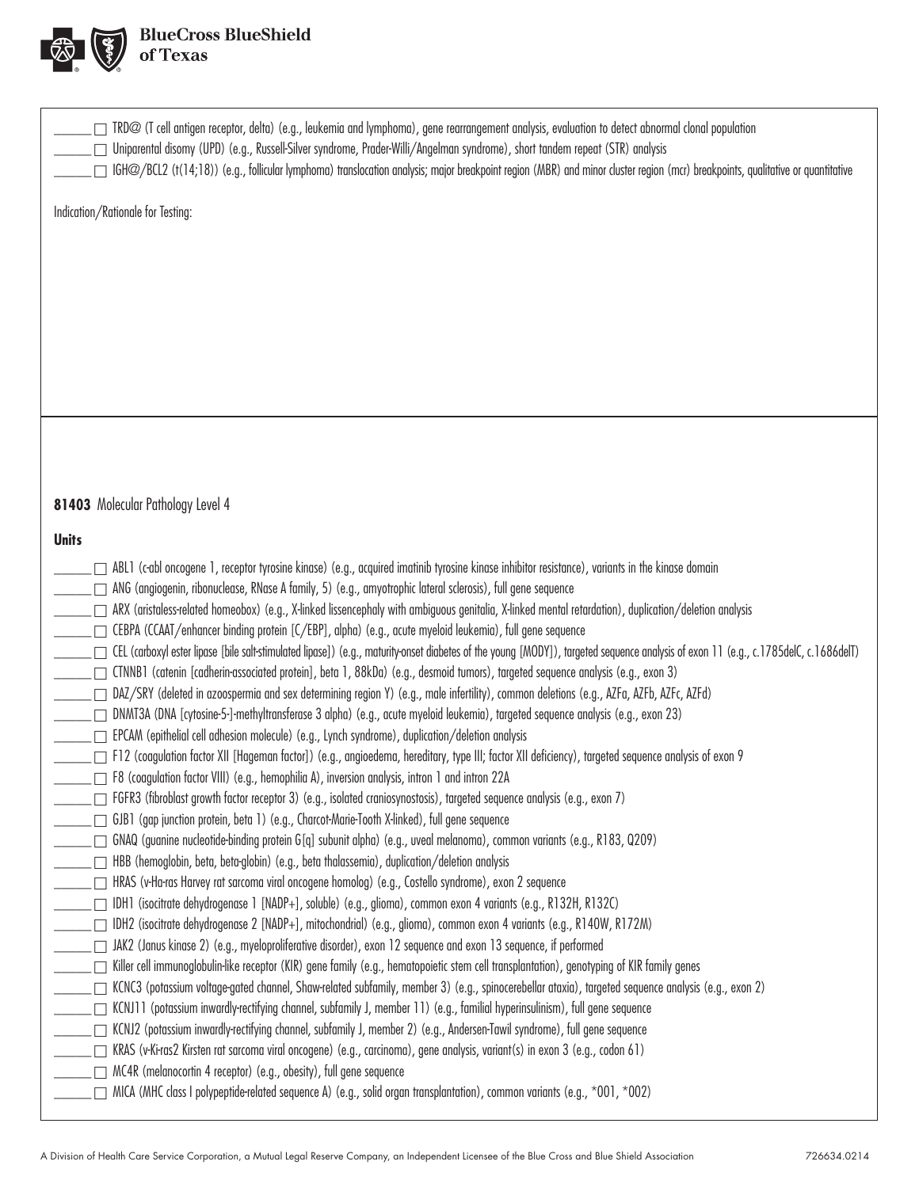_____ ☐ TRD@ (T cell antigen receptor, delta) (e.g., leukemia and lymphoma), gene rearrangement analysis, evaluation to detect abnormal clonal population

_____ ☐ Uniparental disomy (UPD) (e.g., Russell-Silver syndrome, Prader-Willi/Angelman syndrome), short tandem repeat (STR) analysis

_____ ☐ IGH@/BCL2 (t(14;18)) (e.g., follicular lymphoma) translocation analysis; major breakpoint region (MBR) and minor cluster region (mcr) breakpoints, qualitative or quantitative

Indication/Rationale for Testing:

**81403** Molecular Pathology Level 4

**Units**

_____ ☐ ABL1 (c-abl oncogene 1, receptor tyrosine kinase) (e.g., acquired imatinib tyrosine kinase inhibitor resistance), variants in the kinase domain

_____ ☐ ANG (angiogenin, ribonuclease, RNase A family, 5) (e.g., amyotrophic lateral sclerosis), full gene sequence

_____ ☐ ARX (aristaless-related homeobox) (e.g., X-linked lissencephaly with ambiguous genitalia, X-linked mental retardation), duplication/deletion analysis

_____ ☐ CEBPA (CCAAT/enhancer binding protein [C/EBP], alpha) (e.g., acute myeloid leukemia), full gene sequence

_____ ☐ CEL (carboxyl ester lipase [bile salt-stimulated lipase]) (e.g., maturity-onset diabetes of the young [MODY]), targeted sequence analysis of exon 11 (e.g., c.1785delC, c.1686delT)

_____ ☐ CTNNB1 (catenin [cadherin-associated protein], beta 1, 88kDa) (e.g., desmoid tumors), targeted sequence analysis (e.g., exon 3)

_____ ☐ DAZ/SRY (deleted in azoospermia and sex determining region Y) (e.g., male infertility), common deletions (e.g., AZFa, AZFb, AZFc, AZFd)

_____ ☐ DNMT3A (DNA [cytosine-5-]-methyltransferase 3 alpha) (e.g., acute myeloid leukemia), targeted sequence analysis (e.g., exon 23)

_____ ☐ EPCAM (epithelial cell adhesion molecule) (e.g., Lynch syndrome), duplication/deletion analysis

_____ ☐ F12 (coagulation factor XII [Hageman factor]) (e.g., angioedema, hereditary, type III; factor XII deficiency), targeted sequence analysis of exon 9

_____ ☐ F8 (coagulation factor VIII) (e.g., hemophilia A), inversion analysis, intron 1 and intron 22A

_____ ☐ FGFR3 (fibroblast growth factor receptor 3) (e.g., isolated craniosynostosis), targeted sequence analysis (e.g., exon 7)

_____ ☐ GJB1 (gap junction protein, beta 1) (e.g., Charcot-Marie-Tooth X-linked), full gene sequence

_____ ☐ GNAQ (guanine nucleotide-binding protein G[q] subunit alpha) (e.g., uveal melanoma), common variants (e.g., R183, Q209)

_____ ☐ HBB (hemoglobin, beta, beta-globin) (e.g., beta thalassemia), duplication/deletion analysis

_____ ☐ HRAS (v-Ha-ras Harvey rat sarcoma viral oncogene homolog) (e.g., Costello syndrome), exon 2 sequence

_____ ☐ IDH1 (isocitrate dehydrogenase 1 [NADP+], soluble) (e.g., glioma), common exon 4 variants (e.g., R132H, R132C)

_____ ☐ IDH2 (isocitrate dehydrogenase 2 [NADP+], mitochondrial) (e.g., glioma), common exon 4 variants (e.g., R140W, R172M)

_____ ☐ JAK2 (Janus kinase 2) (e.g., myeloproliferative disorder), exon 12 sequence and exon 13 sequence, if performed

_____ ☐ Killer cell immunoglobulin-like receptor (KIR) gene family (e.g., hematopoietic stem cell transplantation), genotyping of KIR family genes

_____ ☐ KCNC3 (potassium voltage-gated channel, Shaw-related subfamily, member 3) (e.g., spinocerebellar ataxia), targeted sequence analysis (e.g., exon 2)

_____ ☐ KCNJ11 (potassium inwardly-rectifying channel, subfamily J, member 11) (e.g., familial hyperinsulinism), full gene sequence

_____ ☐ KCNJ2 (potassium inwardly-rectifying channel, subfamily J, member 2) (e.g., Andersen-Tawil syndrome), full gene sequence

_____ ☐ KRAS (v-Ki-ras2 Kirsten rat sarcoma viral oncogene) (e.g., carcinoma), gene analysis, variant(s) in exon 3 (e.g., codon 61)

_____ ☐ MC4R (melanocortin 4 receptor) (e.g., obesity), full gene sequence

_____ ☐ MICA (MHC class I polypeptide-related sequence A) (e.g., solid organ transplantation), common variants (e.g., *001, *002)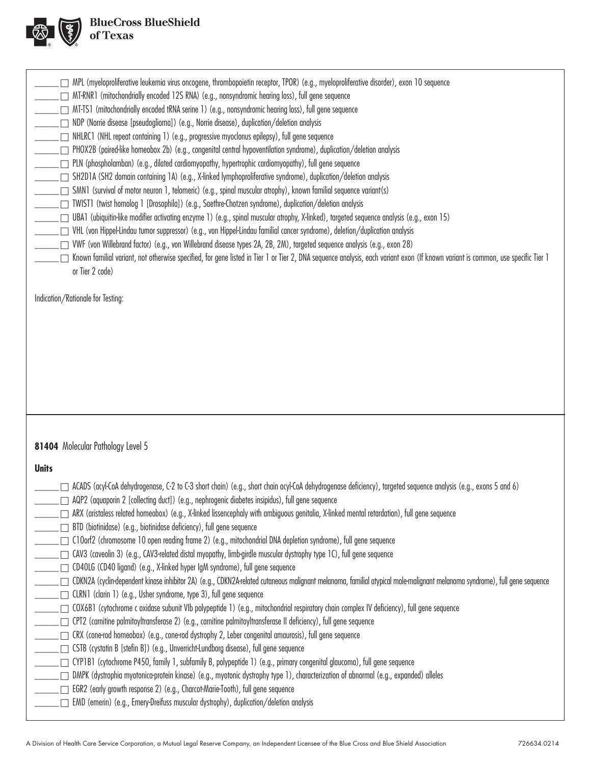- \_\_\_\_\_\_ ☐ MPL (myeloproliferative leukemia virus oncogene, thrombopoietin receptor, TPOR) (e.g., myeloproliferative disorder), exon 10 sequence
- \_\_\_\_\_\_ ☐ MT-RNR1 (mitochondrially encoded 12S RNA) (e.g., nonsyndromic hearing loss), full gene sequence
- \_\_\_\_\_\_ ☐ MT-TS1 (mitochondrially encoded tRNA serine 1) (e.g., nonsyndromic hearing loss), full gene sequence
- \_\_\_\_\_\_ ☐ NDP (Norrie disease [pseudoglioma]) (e.g., Norrie disease), duplication/deletion analysis
- \_\_\_\_\_\_ ☐ NHLRC1 (NHL repeat containing 1) (e.g., progressive myoclonus epilepsy), full gene sequence
- \_\_\_\_\_\_ ☐ PHOX2B (paired-like homeobox 2b) (e.g., congenital central hypoventilation syndrome), duplication/deletion analysis
- \_\_\_\_\_\_ ☐ PLN (phospholamban) (e.g., dilated cardiomyopathy, hypertrophic cardiomyopathy), full gene sequence
- \_\_\_\_\_\_ ☐ SH2D1A (SH2 domain containing 1A) (e.g., X-linked lymphoproliferative syndrome), duplication/deletion analysis
- \_\_\_\_\_\_ ☐ SMN1 (survival of motor neuron 1, telomeric) (e.g., spinal muscular atrophy), known familial sequence variant(s)
- \_\_\_\_\_\_ ☐ TWIST1 (twist homolog 1 [Drosophila]) (e.g., Saethre-Chotzen syndrome), duplication/deletion analysis
- \_\_\_\_\_\_ ☐ UBA1 (ubiquitin-like modifier activating enzyme 1) (e.g., spinal muscular atrophy, X-linked), targeted sequence analysis (e.g., exon 15)
- \_\_\_\_\_\_ ☐ VHL (von Hippel-Lindau tumor suppressor) (e.g., von Hippel-Lindau familial cancer syndrome), deletion/duplication analysis
- \_\_\_\_\_\_ ☐ VWF (von Willebrand factor) (e.g., von Willebrand disease types 2A, 2B, 2M), targeted sequence analysis (e.g., exon 28)
- \_\_\_\_\_\_ ☐ Known familial variant, not otherwise specified, for gene listed in Tier 1 or Tier 2, DNA sequence analysis, each variant exon (If known variant is common, use specific Tier 1 or Tier 2 code)

Indication/Rationale for Testing:

**81404** Molecular Pathology Level 5

**Units**

- \_\_\_\_\_\_ ☐ ACADS (acyl-CoA dehydrogenase, C-2 to C-3 short chain) (e.g., short chain acyl-CoA dehydrogenase deficiency), targeted sequence analysis (e.g., exons 5 and 6)
- \_\_\_\_\_\_ ☐ AQP2 (aquaporin 2 [collecting duct]) (e.g., nephrogenic diabetes insipidus), full gene sequence
- \_\_\_\_\_\_ ☐ ARX (aristaless related homeobox) (e.g., X-linked lissencephaly with ambiguous genitalia, X-linked mental retardation), full gene sequence
- \_\_\_\_\_\_ ☐ BTD (biotinidase) (e.g., biotinidase deficiency), full gene sequence
- \_\_\_\_\_\_ ☐ C10orf2 (chromosome 10 open reading frame 2) (e.g., mitochondrial DNA depletion syndrome), full gene sequence
- \_\_\_\_\_\_ ☐ CAV3 (caveolin 3) (e.g., CAV3-related distal myopathy, limb-girdle muscular dystrophy type 1C), full gene sequence
- \_\_\_\_\_\_ ☐ CD40LG (CD40 ligand) (e.g., X-linked hyper IgM syndrome), full gene sequence
- \_\_\_\_\_\_ ☐ CDKN2A (cyclin-dependent kinase inhibitor 2A) (e.g., CDKN2A-related cutaneous malignant melanoma, familial atypical mole-malignant melanoma syndrome), full gene sequence
- \_\_\_\_\_\_ ☐ CLRN1 (clarin 1) (e.g., Usher syndrome, type 3), full gene sequence
- \_\_\_\_\_\_ ☐ COX6B1 (cytochrome c oxidase subunit VIb polypeptide 1) (e.g., mitochondrial respiratory chain complex IV deficiency), full gene sequence
- \_\_\_\_\_\_ ☐ CPT2 (carnitine palmitoyltransferase 2) (e.g., carnitine palmitoyltransferase II deficiency), full gene sequence
- \_\_\_\_\_\_ ☐ CRX (cone-rod homeobox) (e.g., cone-rod dystrophy 2, Leber congenital amaurosis), full gene sequence
- \_\_\_\_\_\_ ☐ CSTB (cystatin B [stefin B]) (e.g., Unverricht-Lundborg disease), full gene sequence
- \_\_\_\_\_\_ ☐ CYP1B1 (cytochrome P450, family 1, subfamily B, polypeptide 1) (e.g., primary congenital glaucoma), full gene sequence
- \_\_\_\_\_\_ ☐ DMPK (dystrophia myotonica-protein kinase) (e.g., myotonic dystrophy type 1), characterization of abnormal (e.g., expanded) alleles
- \_\_\_\_\_\_ ☐ EGR2 (early growth response 2) (e.g., Charcot-Marie-Tooth), full gene sequence
- \_\_\_\_\_\_ ☐ EMD (emerin) (e.g., Emery-Dreifuss muscular dystrophy), duplication/deletion analysis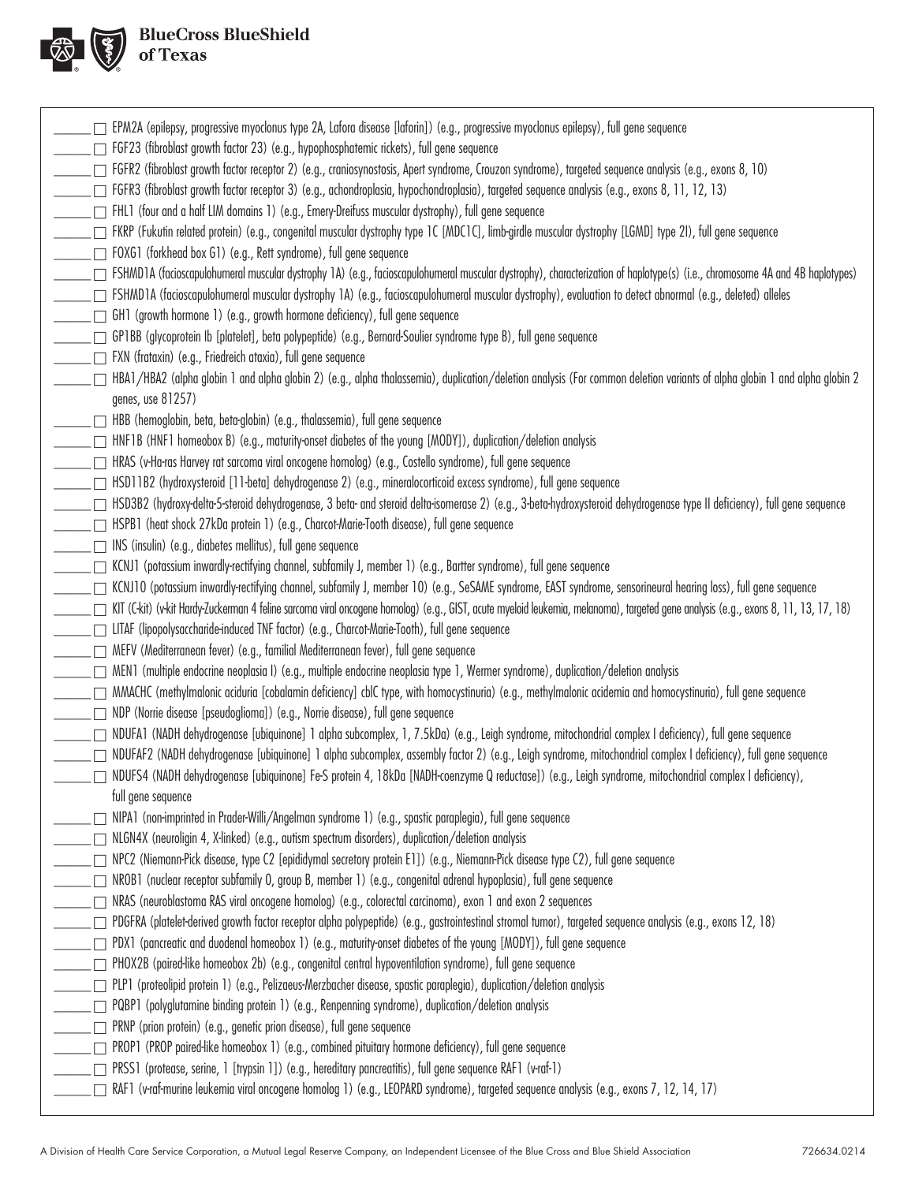BlueCross BlueShield of Texas

- ______ ☐ EPM2A (epilepsy, progressive myoclonus type 2A, Lafora disease [laforin]) (e.g., progressive myoclonus epilepsy), full gene sequence
- ______ ☐ FGF23 (fibroblast growth factor 23) (e.g., hypophosphatemic rickets), full gene sequence
- ______ ☐ FGFR2 (fibroblast growth factor receptor 2) (e.g., craniosynostosis, Apert syndrome, Crouzon syndrome), targeted sequence analysis (e.g., exons 8, 10)
- ______ ☐ FGFR3 (fibroblast growth factor receptor 3) (e.g., achondroplasia, hypochondroplasia), targeted sequence analysis (e.g., exons 8, 11, 12, 13)
- ______ ☐ FHL1 (four and a half LIM domains 1) (e.g., Emery-Dreifuss muscular dystrophy), full gene sequence
- ______ ☐ FKRP (Fukutin related protein) (e.g., congenital muscular dystrophy type 1C [MDC1C], limb-girdle muscular dystrophy [LGMD] type 2I), full gene sequence
- ______ ☐ FOXG1 (forkhead box G1) (e.g., Rett syndrome), full gene sequence
- ______ ☐ FSHMD1A (facioscapulohumeral muscular dystrophy 1A) (e.g., facioscapulohumeral muscular dystrophy), characterization of haplotype(s) (i.e., chromosome 4A and 4B haplotypes)
- ______ ☐ FSHMD1A (facioscapulohumeral muscular dystrophy 1A) (e.g., facioscapulohumeral muscular dystrophy), evaluation to detect abnormal (e.g., deleted) alleles
- ______ ☐ GH1 (growth hormone 1) (e.g., growth hormone deficiency), full gene sequence
- ______ ☐ GP1BB (glycoprotein Ib [platelet], beta polypeptide) (e.g., Bernard-Soulier syndrome type B), full gene sequence
- ______ ☐ FXN (frataxin) (e.g., Friedreich ataxia), full gene sequence
- ______ ☐ HBA1/HBA2 (alpha globin 1 and alpha globin 2) (e.g., alpha thalassemia), duplication/deletion analysis (For common deletion variants of alpha globin 1 and alpha globin 2 genes, use 81257)
- ______ ☐ HBB (hemoglobin, beta, beta-globin) (e.g., thalassemia), full gene sequence
- ______ ☐ HNF1B (HNF1 homeobox B) (e.g., maturity-onset diabetes of the young [MODY]), duplication/deletion analysis
- ______ ☐ HRAS (v-Ha-ras Harvey rat sarcoma viral oncogene homolog) (e.g., Costello syndrome), full gene sequence
- ______ ☐ HSD11B2 (hydroxysteroid [11-beta] dehydrogenase 2) (e.g., mineralocorticoid excess syndrome), full gene sequence
- ______ ☐ HSD3B2 (hydroxy-delta-5-steroid dehydrogenase, 3 beta- and steroid delta-isomerase 2) (e.g., 3-beta-hydroxysteroid dehydrogenase type II deficiency), full gene sequence
- ______ ☐ HSPB1 (heat shock 27kDa protein 1) (e.g., Charcot-Marie-Tooth disease), full gene sequence
- ______ ☐ INS (insulin) (e.g., diabetes mellitus), full gene sequence
- ______ ☐ KCNJ1 (potassium inwardly-rectifying channel, subfamily J, member 1) (e.g., Bartter syndrome), full gene sequence
- ______ ☐ KCNJ10 (potassium inwardly-rectifying channel, subfamily J, member 10) (e.g., SeSAME syndrome, EAST syndrome, sensorineural hearing loss), full gene sequence
- ______ ☐ KIT (C-kit) (v-kit Hardy-Zuckerman 4 feline sarcoma viral oncogene homolog) (e.g., GIST, acute myeloid leukemia, melanoma), targeted gene analysis (e.g., exons 8, 11, 13, 17, 18)
- ______ ☐ LITAF (lipopolysaccharide-induced TNF factor) (e.g., Charcot-Marie-Tooth), full gene sequence
- ______ ☐ MEFV (Mediterranean fever) (e.g., familial Mediterranean fever), full gene sequence
- ______ ☐ MEN1 (multiple endocrine neoplasia I) (e.g., multiple endocrine neoplasia type 1, Wermer syndrome), duplication/deletion analysis
- ______ ☐ MMACHC (methylmalonic aciduria [cobalamin deficiency] cblC type, with homocystinuria) (e.g., methylmalonic acidemia and homocystinuria), full gene sequence
- ______ ☐ NDP (Norrie disease [pseudoglioma]) (e.g., Norrie disease), full gene sequence
- ______ ☐ NDUFA1 (NADH dehydrogenase [ubiquinone] 1 alpha subcomplex, 1, 7.5kDa) (e.g., Leigh syndrome, mitochondrial complex I deficiency), full gene sequence
- ______ ☐ NDUFAF2 (NADH dehydrogenase [ubiquinone] 1 alpha subcomplex, assembly factor 2) (e.g., Leigh syndrome, mitochondrial complex I deficiency), full gene sequence
- ______ ☐ NDUFS4 (NADH dehydrogenase [ubiquinone] Fe-S protein 4, 18kDa [NADH-coenzyme Q reductase]) (e.g., Leigh syndrome, mitochondrial complex I deficiency), full gene sequence
- ______ ☐ NIPA1 (non-imprinted in Prader-Willi/Angelman syndrome 1) (e.g., spastic paraplegia), full gene sequence
- ______ ☐ NLGN4X (neuroligin 4, X-linked) (e.g., autism spectrum disorders), duplication/deletion analysis
- ______ ☐ NPC2 (Niemann-Pick disease, type C2 [epididymal secretory protein E1]) (e.g., Niemann-Pick disease type C2), full gene sequence
- ______ ☐ NR0B1 (nuclear receptor subfamily 0, group B, member 1) (e.g., congenital adrenal hypoplasia), full gene sequence
- ______ ☐ NRAS (neuroblastoma RAS viral oncogene homolog) (e.g., colorectal carcinoma), exon 1 and exon 2 sequences
- ______ ☐ PDGFRA (platelet-derived growth factor receptor alpha polypeptide) (e.g., gastrointestinal stromal tumor), targeted sequence analysis (e.g., exons 12, 18)
- ______ ☐ PDX1 (pancreatic and duodenal homeobox 1) (e.g., maturity-onset diabetes of the young [MODY]), full gene sequence
- ______ ☐ PHOX2B (paired-like homeobox 2b) (e.g., congenital central hypoventilation syndrome), full gene sequence
- ______ ☐ PLP1 (proteolipid protein 1) (e.g., Pelizaeus-Merzbacher disease, spastic paraplegia), duplication/deletion analysis
- ______ ☐ PQBP1 (polyglutamine binding protein 1) (e.g., Renpenning syndrome), duplication/deletion analysis
- ______ ☐ PRNP (prion protein) (e.g., genetic prion disease), full gene sequence
- ______ ☐ PROP1 (PROP paired-like homeobox 1) (e.g., combined pituitary hormone deficiency), full gene sequence
- ______ ☐ PRSS1 (protease, serine, 1 [trypsin 1]) (e.g., hereditary pancreatitis), full gene sequence RAF1 (v-raf-1)
- ______ ☐ RAF1 (v-raf-murine leukemia viral oncogene homolog 1) (e.g., LEOPARD syndrome), targeted sequence analysis (e.g., exons 7, 12, 14, 17)

A Division of Health Care Service Corporation, a Mutual Legal Reserve Company, an Independent Licensee of the Blue Cross and Blue Shield Association 726634.0214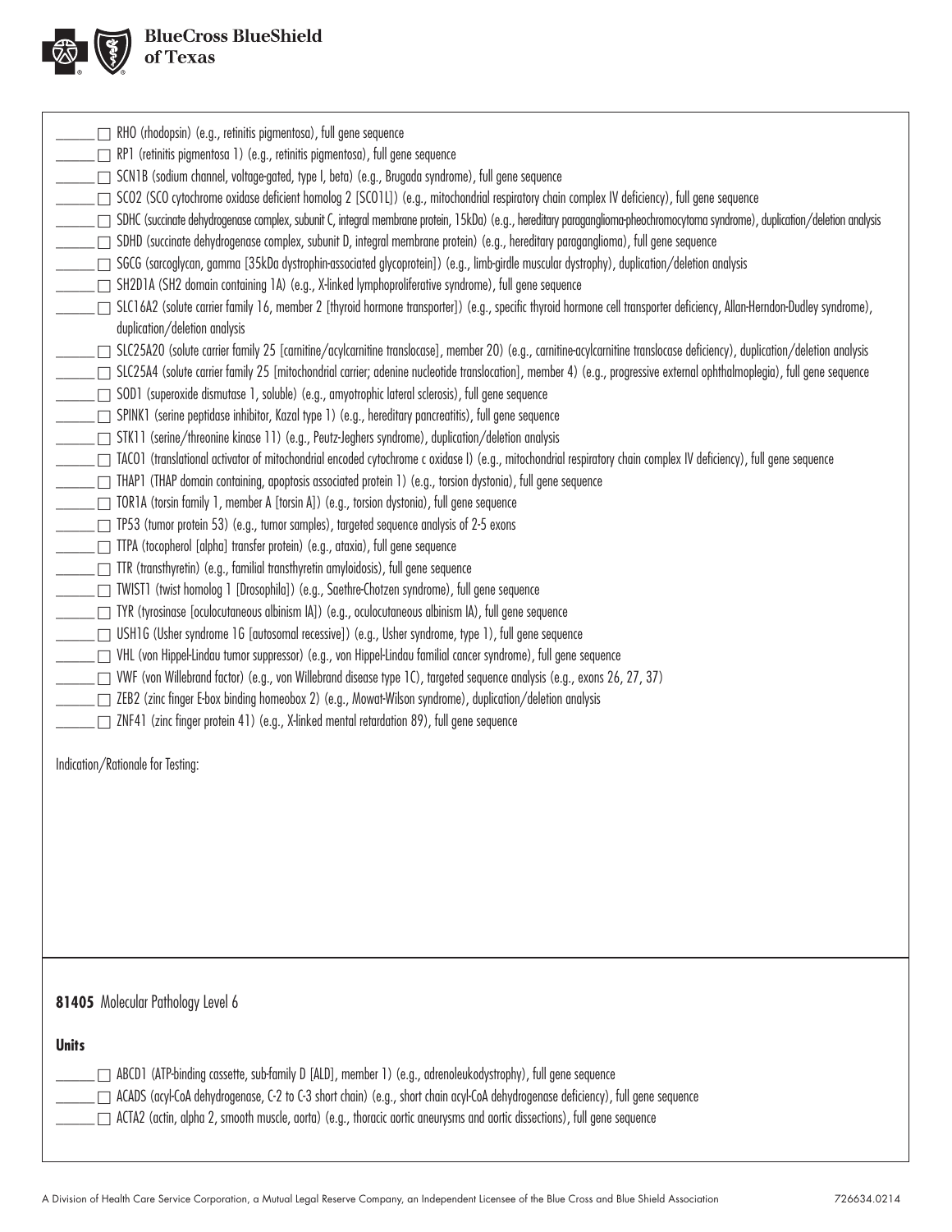- ______ ☐ RHO (rhodopsin) (e.g., retinitis pigmentosa), full gene sequence
- ______ ☐ RP1 (retinitis pigmentosa 1) (e.g., retinitis pigmentosa), full gene sequence
- ______ ☐ SCN1B (sodium channel, voltage-gated, type I, beta) (e.g., Brugada syndrome), full gene sequence
- ______ ☐ SCO2 (SCO cytochrome oxidase deficient homolog 2 [SCO1L]) (e.g., mitochondrial respiratory chain complex IV deficiency), full gene sequence
- ______ ☐ SDHC (succinate dehydrogenase complex, subunit C, integral membrane protein, 15kDa) (e.g., hereditary paraganglioma-pheochromocytoma syndrome), duplication/deletion analysis
- ______ ☐ SDHD (succinate dehydrogenase complex, subunit D, integral membrane protein) (e.g., hereditary paraganglioma), full gene sequence
- ______ ☐ SGCG (sarcoglycan, gamma [35kDa dystrophin-associated glycoprotein]) (e.g., limb-girdle muscular dystrophy), duplication/deletion analysis
- ______ ☐ SH2D1A (SH2 domain containing 1A) (e.g., X-linked lymphoproliferative syndrome), full gene sequence
- ______ ☐ SLC16A2 (solute carrier family 16, member 2 [thyroid hormone transporter]) (e.g., specific thyroid hormone cell transporter deficiency, Allan-Herndon-Dudley syndrome), duplication/deletion analysis
- ______ ☐ SLC25A20 (solute carrier family 25 [carnitine/acylcarnitine translocase], member 20) (e.g., carnitine-acylcarnitine translocase deficiency), duplication/deletion analysis
- ______ ☐ SLC25A4 (solute carrier family 25 [mitochondrial carrier; adenine nucleotide translocation], member 4) (e.g., progressive external ophthalmoplegia), full gene sequence
- ______ ☐ SOD1 (superoxide dismutase 1, soluble) (e.g., amyotrophic lateral sclerosis), full gene sequence
- ______ ☐ SPINK1 (serine peptidase inhibitor, Kazal type 1) (e.g., hereditary pancreatitis), full gene sequence
- ______ ☐ STK11 (serine/threonine kinase 11) (e.g., Peutz-Jeghers syndrome), duplication/deletion analysis
- ______ ☐ TACO1 (translational activator of mitochondrial encoded cytochrome c oxidase I) (e.g., mitochondrial respiratory chain complex IV deficiency), full gene sequence
- ______ ☐ THAP1 (THAP domain containing, apoptosis associated protein 1) (e.g., torsion dystonia), full gene sequence
- ______ ☐ TOR1A (torsin family 1, member A [torsin A]) (e.g., torsion dystonia), full gene sequence
- ______ ☐ TP53 (tumor protein 53) (e.g., tumor samples), targeted sequence analysis of 2-5 exons
- ______ ☐ TTPA (tocopherol [alpha] transfer protein) (e.g., ataxia), full gene sequence
- ______ ☐ TTR (transthyretin) (e.g., familial transthyretin amyloidosis), full gene sequence
- ______ ☐ TWIST1 (twist homolog 1 [Drosophila]) (e.g., Saethre-Chotzen syndrome), full gene sequence
- ______ ☐ TYR (tyrosinase [oculocutaneous albinism IA]) (e.g., oculocutaneous albinism IA), full gene sequence
- ______ ☐ USH1G (Usher syndrome 1G [autosomal recessive]) (e.g., Usher syndrome, type 1), full gene sequence
- ______ ☐ VHL (von Hippel-Lindau tumor suppressor) (e.g., von Hippel-Lindau familial cancer syndrome), full gene sequence
- ______ ☐ VWF (von Willebrand factor) (e.g., von Willebrand disease type 1C), targeted sequence analysis (e.g., exons 26, 27, 37)
- ______ ☐ ZEB2 (zinc finger E-box binding homeobox 2) (e.g., Mowat-Wilson syndrome), duplication/deletion analysis
- ______ ☐ ZNF41 (zinc finger protein 41) (e.g., X-linked mental retardation 89), full gene sequence

Indication/Rationale for Testing:

**81405** Molecular Pathology Level 6

**Units**

- ______ ☐ ABCD1 (ATP-binding cassette, sub-family D [ALD], member 1) (e.g., adrenoleukodystrophy), full gene sequence
- ______ ☐ ACADS (acyl-CoA dehydrogenase, C-2 to C-3 short chain) (e.g., short chain acyl-CoA dehydrogenase deficiency), full gene sequence
- ______ ☐ ACTA2 (actin, alpha 2, smooth muscle, aorta) (e.g., thoracic aortic aneurysms and aortic dissections), full gene sequence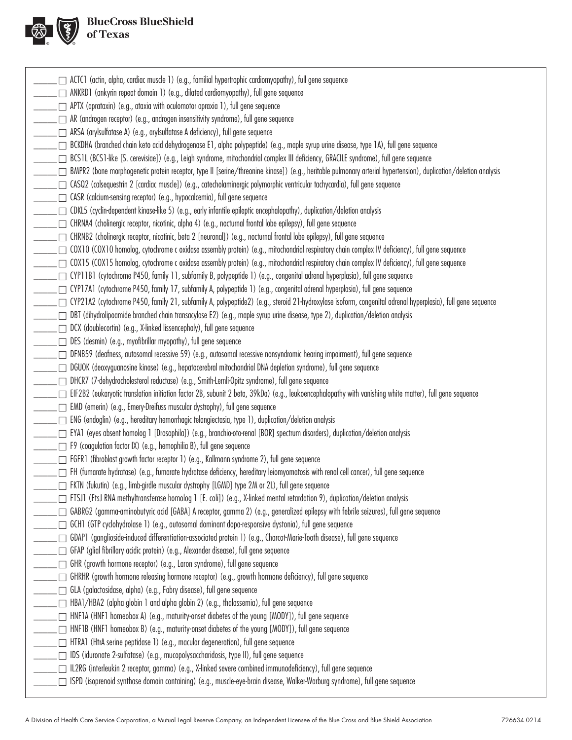- ______ ☐ ACTC1 (actin, alpha, cardiac muscle 1) (e.g., familial hypertrophic cardiomyopathy), full gene sequence
- ______ ☐ ANKRD1 (ankyrin repeat domain 1) (e.g., dilated cardiomyopathy), full gene sequence
- ______ ☐ APTX (aprataxin) (e.g., ataxia with oculomotor apraxia 1), full gene sequence
- ______ ☐ AR (androgen receptor) (e.g., androgen insensitivity syndrome), full gene sequence
- ______ ☐ ARSA (arylsulfatase A) (e.g., arylsulfatase A deficiency), full gene sequence
- ______ ☐ BCKDHA (branched chain keto acid dehydrogenase E1, alpha polypeptide) (e.g., maple syrup urine disease, type 1A), full gene sequence
- ______ ☐ BCS1L (BCS1-like [S. cerevisiae]) (e.g., Leigh syndrome, mitochondrial complex III deficiency, GRACILE syndrome), full gene sequence
- ______ ☐ BMPR2 (bone morphogenetic protein receptor, type II [serine/threonine kinase]) (e.g., heritable pulmonary arterial hypertension), duplication/deletion analysis
- ______ ☐ CASQ2 (calsequestrin 2 [cardiac muscle]) (e.g., catecholaminergic polymorphic ventricular tachycardia), full gene sequence
- ______ ☐ CASR (calcium-sensing receptor) (e.g., hypocalcemia), full gene sequence
- ______ ☐ CDKL5 (cyclin-dependent kinase-like 5) (e.g., early infantile epileptic encephalopathy), duplication/deletion analysis
- ______ ☐ CHRNA4 (cholinergic receptor, nicotinic, alpha 4) (e.g., nocturnal frontal lobe epilepsy), full gene sequence
- ______ ☐ CHRNB2 (cholinergic receptor, nicotinic, beta 2 [neuronal]) (e.g., nocturnal frontal lobe epilepsy), full gene sequence
- ______ ☐ COX10 (COX10 homolog, cytochrome c oxidase assembly protein) (e.g., mitochondrial respiratory chain complex IV deficiency), full gene sequence
- ______ ☐ COX15 (COX15 homolog, cytochrome c oxidase assembly protein) (e.g., mitochondrial respiratory chain complex IV deficiency), full gene sequence
- ______ ☐ CYP11B1 (cytochrome P450, family 11, subfamily B, polypeptide 1) (e.g., congenital adrenal hyperplasia), full gene sequence
- ______ ☐ CYP17A1 (cytochrome P450, family 17, subfamily A, polypeptide 1) (e.g., congenital adrenal hyperplasia), full gene sequence
- ______ ☐ CYP21A2 (cytochrome P450, family 21, subfamily A, polypeptide2) (e.g., steroid 21-hydroxylase isoform, congenital adrenal hyperplasia), full gene sequence
- ______ ☐ DBT (dihydrolipoamide branched chain transacylase E2) (e.g., maple syrup urine disease, type 2), duplication/deletion analysis
- ______ ☐ DCX (doublecortin) (e.g., X-linked lissencephaly), full gene sequence
- ______ ☐ DES (desmin) (e.g., myofibrillar myopathy), full gene sequence
- ______ ☐ DFNB59 (deafness, autosomal recessive 59) (e.g., autosomal recessive nonsyndromic hearing impairment), full gene sequence
- ______ ☐ DGUOK (deoxyguanosine kinase) (e.g., hepatocerebral mitochondrial DNA depletion syndrome), full gene sequence
- ______ ☐ DHCR7 (7-dehydrocholesterol reductase) (e.g., Smith-Lemli-Opitz syndrome), full gene sequence
- ______ ☐ EIF2B2 (eukaryotic translation initiation factor 2B, subunit 2 beta, 39kDa) (e.g., leukoencephalopathy with vanishing white matter), full gene sequence
- ______ ☐ EMD (emerin) (e.g., Emery-Dreifuss muscular dystrophy), full gene sequence
- ______ ☐ ENG (endoglin) (e.g., hereditary hemorrhagic telangiectasia, type 1), duplication/deletion analysis
- ______ ☐ EYA1 (eyes absent homolog 1 [Drosophila]) (e.g., branchio-oto-renal [BOR] spectrum disorders), duplication/deletion analysis
- ______ ☐ F9 (coagulation factor IX) (e.g., hemophilia B), full gene sequence
- ______ ☐ FGFR1 (fibroblast growth factor receptor 1) (e.g., Kallmann syndrome 2), full gene sequence
- ______ ☐ FH (fumarate hydratase) (e.g., fumarate hydratase deficiency, hereditary leiomyomatosis with renal cell cancer), full gene sequence
- ______ ☐ FKTN (fukutin) (e.g., limb-girdle muscular dystrophy [LGMD] type 2M or 2L), full gene sequence
- ______ ☐ FTSJ1 (FtsJ RNA methyltransferase homolog 1 [E. coli]) (e.g., X-linked mental retardation 9), duplication/deletion analysis
- ______ ☐ GABRG2 (gamma-aminobutyric acid [GABA] A receptor, gamma 2) (e.g., generalized epilepsy with febrile seizures), full gene sequence
- ______ ☐ GCH1 (GTP cyclohydrolase 1) (e.g., autosomal dominant dopa-responsive dystonia), full gene sequence
- ______ ☐ GDAP1 (ganglioside-induced differentiation-associated protein 1) (e.g., Charcot-Marie-Tooth disease), full gene sequence
- ______ ☐ GFAP (glial fibrillary acidic protein) (e.g., Alexander disease), full gene sequence
- ______ ☐ GHR (growth hormone receptor) (e.g., Laron syndrome), full gene sequence
- ______ ☐ GHRHR (growth hormone releasing hormone receptor) (e.g., growth hormone deficiency), full gene sequence
- ______ ☐ GLA (galactosidase, alpha) (e.g., Fabry disease), full gene sequence
- ______ ☐ HBA1/HBA2 (alpha globin 1 and alpha globin 2) (e.g., thalassemia), full gene sequence
- ______ ☐ HNF1A (HNF1 homeobox A) (e.g., maturity-onset diabetes of the young [MODY]), full gene sequence
- ______ ☐ HNF1B (HNF1 homeobox B) (e.g., maturity-onset diabetes of the young [MODY]), full gene sequence
- ______ ☐ HTRA1 (HtrA serine peptidase 1) (e.g., macular degeneration), full gene sequence
- ______ ☐ IDS (iduronate 2-sulfatase) (e.g., mucopolysaccharidosis, type II), full gene sequence
- ______ ☐ IL2RG (interleukin 2 receptor, gamma) (e.g., X-linked severe combined immunodeficiency), full gene sequence
- ______ ☐ ISPD (isoprenoid synthase domain containing) (e.g., muscle-eye-brain disease, Walker-Warburg syndrome), full gene sequence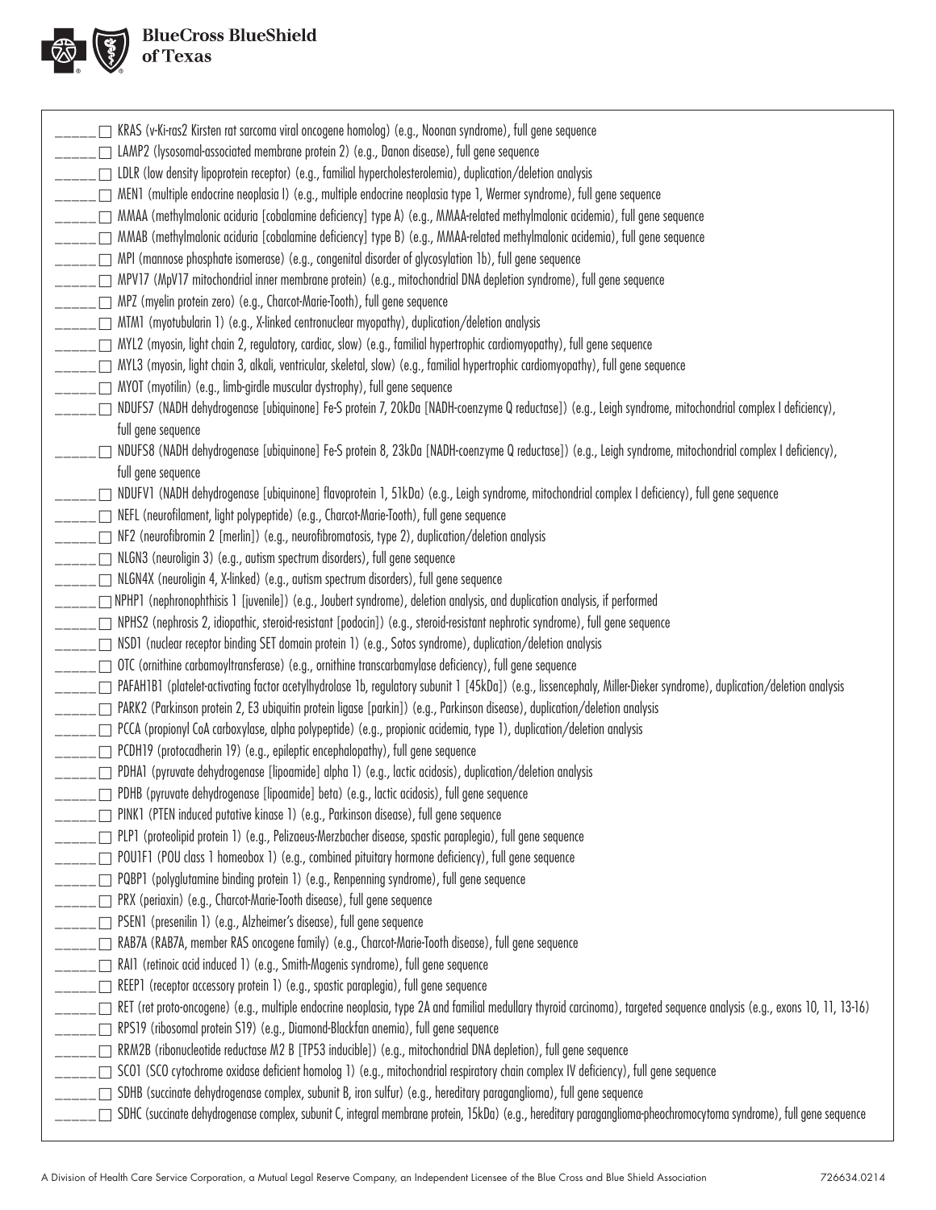_____ ☐ KRAS (v-Ki-ras2 Kirsten rat sarcoma viral oncogene homolog) (e.g., Noonan syndrome), full gene sequence

_____ ☐ LAMP2 (lysosomal-associated membrane protein 2) (e.g., Danon disease), full gene sequence

_____ ☐ LDLR (low density lipoprotein receptor) (e.g., familial hypercholesterolemia), duplication/deletion analysis

_____ ☐ MEN1 (multiple endocrine neoplasia I) (e.g., multiple endocrine neoplasia type 1, Wermer syndrome), full gene sequence

_____ ☐ MMAA (methylmalonic aciduria [cobalamine deficiency] type A) (e.g., MMAA-related methylmalonic acidemia), full gene sequence

_____ ☐ MMAB (methylmalonic aciduria [cobalamine deficiency] type B) (e.g., MMAA-related methylmalonic acidemia), full gene sequence

_____ ☐ MPI (mannose phosphate isomerase) (e.g., congenital disorder of glycosylation 1b), full gene sequence

_____ ☐ MPV17 (MpV17 mitochondrial inner membrane protein) (e.g., mitochondrial DNA depletion syndrome), full gene sequence

_____ ☐ MPZ (myelin protein zero) (e.g., Charcot-Marie-Tooth), full gene sequence

_____ ☐ MTM1 (myotubularin 1) (e.g., X-linked centronuclear myopathy), duplication/deletion analysis

_____ ☐ MYL2 (myosin, light chain 2, regulatory, cardiac, slow) (e.g., familial hypertrophic cardiomyopathy), full gene sequence

_____ ☐ MYL3 (myosin, light chain 3, alkali, ventricular, skeletal, slow) (e.g., familial hypertrophic cardiomyopathy), full gene sequence

_____ ☐ MYOT (myotilin) (e.g., limb-girdle muscular dystrophy), full gene sequence

_____ ☐ NDUFS7 (NADH dehydrogenase [ubiquinone] Fe-S protein 7, 20kDa [NADH-coenzyme Q reductase]) (e.g., Leigh syndrome, mitochondrial complex I deficiency), full gene sequence

_____ ☐ NDUFS8 (NADH dehydrogenase [ubiquinone] Fe-S protein 8, 23kDa [NADH-coenzyme Q reductase]) (e.g., Leigh syndrome, mitochondrial complex I deficiency), full gene sequence

_____ ☐ NDUFV1 (NADH dehydrogenase [ubiquinone] flavoprotein 1, 51kDa) (e.g., Leigh syndrome, mitochondrial complex I deficiency), full gene sequence

_____ ☐ NEFL (neurofilament, light polypeptide) (e.g., Charcot-Marie-Tooth), full gene sequence

_____ ☐ NF2 (neurofibromin 2 [merlin]) (e.g., neurofibromatosis, type 2), duplication/deletion analysis

_____ ☐ NLGN3 (neuroligin 3) (e.g., autism spectrum disorders), full gene sequence

_____ ☐ NLGN4X (neuroligin 4, X-linked) (e.g., autism spectrum disorders), full gene sequence

_____ ☐ NPHP1 (nephronophthisis 1 [juvenile]) (e.g., Joubert syndrome), deletion analysis, and duplication analysis, if performed

_____ ☐ NPHS2 (nephrosis 2, idiopathic, steroid-resistant [podocin]) (e.g., steroid-resistant nephrotic syndrome), full gene sequence

_____ ☐ NSD1 (nuclear receptor binding SET domain protein 1) (e.g., Sotos syndrome), duplication/deletion analysis

_____ ☐ OTC (ornithine carbamoyltransferase) (e.g., ornithine transcarbamylase deficiency), full gene sequence

_____ ☐ PAFAH1B1 (platelet-activating factor acetylhydrolase 1b, regulatory subunit 1 [45kDa]) (e.g., lissencephaly, Miller-Dieker syndrome), duplication/deletion analysis

_____ ☐ PARK2 (Parkinson protein 2, E3 ubiquitin protein ligase [parkin]) (e.g., Parkinson disease), duplication/deletion analysis

_____ ☐ PCCA (propionyl CoA carboxylase, alpha polypeptide) (e.g., propionic acidemia, type 1), duplication/deletion analysis

_____ ☐ PCDH19 (protocadherin 19) (e.g., epileptic encephalopathy), full gene sequence

_____ ☐ PDHA1 (pyruvate dehydrogenase [lipoamide] alpha 1) (e.g., lactic acidosis), duplication/deletion analysis

_____ ☐ PDHB (pyruvate dehydrogenase [lipoamide] beta) (e.g., lactic acidosis), full gene sequence

_____ ☐ PINK1 (PTEN induced putative kinase 1) (e.g., Parkinson disease), full gene sequence

_____ ☐ PLP1 (proteolipid protein 1) (e.g., Pelizaeus-Merzbacher disease, spastic paraplegia), full gene sequence

_____ ☐ POU1F1 (POU class 1 homeobox 1) (e.g., combined pituitary hormone deficiency), full gene sequence

_____ ☐ PQBP1 (polyglutamine binding protein 1) (e.g., Renpenning syndrome), full gene sequence

_____ ☐ PRX (periaxin) (e.g., Charcot-Marie-Tooth disease), full gene sequence

_____ ☐ PSEN1 (presenilin 1) (e.g., Alzheimer's disease), full gene sequence

_____ ☐ RAB7A (RAB7A, member RAS oncogene family) (e.g., Charcot-Marie-Tooth disease), full gene sequence

_____ ☐ RAI1 (retinoic acid induced 1) (e.g., Smith-Magenis syndrome), full gene sequence

_____ ☐ REEP1 (receptor accessory protein 1) (e.g., spastic paraplegia), full gene sequence

_____ ☐ RET (ret proto-oncogene) (e.g., multiple endocrine neoplasia, type 2A and familial medullary thyroid carcinoma), targeted sequence analysis (e.g., exons 10, 11, 13-16)

_____ ☐ RPS19 (ribosomal protein S19) (e.g., Diamond-Blackfan anemia), full gene sequence

_____ ☐ RRM2B (ribonucleotide reductase M2 B [TP53 inducible]) (e.g., mitochondrial DNA depletion), full gene sequence

_____ ☐ SCO1 (SCO cytochrome oxidase deficient homolog 1) (e.g., mitochondrial respiratory chain complex IV deficiency), full gene sequence

_____ ☐ SDHB (succinate dehydrogenase complex, subunit B, iron sulfur) (e.g., hereditary paraganglioma), full gene sequence

_____ ☐ SDHC (succinate dehydrogenase complex, subunit C, integral membrane protein, 15kDa) (e.g., hereditary paraganglioma-pheochromocytoma syndrome), full gene sequence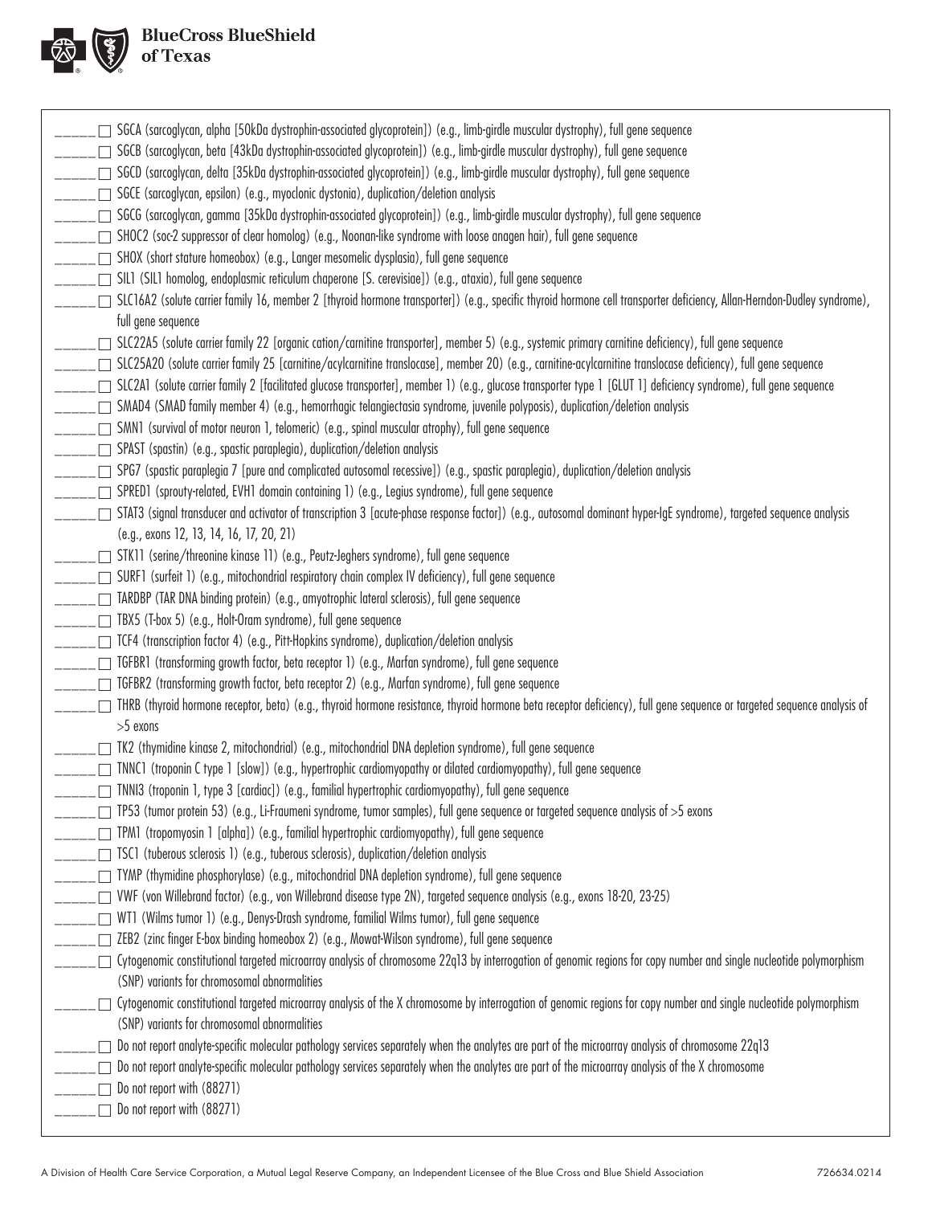_____ ☐ SGCA (sarcoglycan, alpha [50kDa dystrophin-associated glycoprotein]) (e.g., limb-girdle muscular dystrophy), full gene sequence
_____ ☐ SGCB (sarcoglycan, beta [43kDa dystrophin-associated glycoprotein]) (e.g., limb-girdle muscular dystrophy), full gene sequence
_____ ☐ SGCD (sarcoglycan, delta [35kDa dystrophin-associated glycoprotein]) (e.g., limb-girdle muscular dystrophy), full gene sequence
_____ ☐ SGCE (sarcoglycan, epsilon) (e.g., myoclonic dystonia), duplication/deletion analysis
_____ ☐ SGCG (sarcoglycan, gamma [35kDa dystrophin-associated glycoprotein]) (e.g., limb-girdle muscular dystrophy), full gene sequence
_____ ☐ SHOC2 (soc-2 suppressor of clear homolog) (e.g., Noonan-like syndrome with loose anagen hair), full gene sequence
_____ ☐ SHOX (short stature homeobox) (e.g., Langer mesomelic dysplasia), full gene sequence
_____ ☐ SIL1 (SIL1 homolog, endoplasmic reticulum chaperone [S. cerevisiae]) (e.g., ataxia), full gene sequence
_____ ☐ SLC16A2 (solute carrier family 16, member 2 [thyroid hormone transporter]) (e.g., specific thyroid hormone cell transporter deficiency, Allan-Herndon-Dudley syndrome), full gene sequence
_____ ☐ SLC22A5 (solute carrier family 22 [organic cation/carnitine transporter], member 5) (e.g., systemic primary carnitine deficiency), full gene sequence
_____ ☐ SLC25A20 (solute carrier family 25 [carnitine/acylcarnitine translocase], member 20) (e.g., carnitine-acylcarnitine translocase deficiency), full gene sequence
_____ ☐ SLC2A1 (solute carrier family 2 [facilitated glucose transporter], member 1) (e.g., glucose transporter type 1 [GLUT 1] deficiency syndrome), full gene sequence
_____ ☐ SMAD4 (SMAD family member 4) (e.g., hemorrhagic telangiectasia syndrome, juvenile polyposis), duplication/deletion analysis
_____ ☐ SMN1 (survival of motor neuron 1, telomeric) (e.g., spinal muscular atrophy), full gene sequence
_____ ☐ SPAST (spastin) (e.g., spastic paraplegia), duplication/deletion analysis
_____ ☐ SPG7 (spastic paraplegia 7 [pure and complicated autosomal recessive]) (e.g., spastic paraplegia), duplication/deletion analysis
_____ ☐ SPRED1 (sprouty-related, EVH1 domain containing 1) (e.g., Legius syndrome), full gene sequence
_____ ☐ STAT3 (signal transducer and activator of transcription 3 [acute-phase response factor]) (e.g., autosomal dominant hyper-IgE syndrome), targeted sequence analysis (e.g., exons 12, 13, 14, 16, 17, 20, 21)
_____ ☐ STK11 (serine/threonine kinase 11) (e.g., Peutz-Jeghers syndrome), full gene sequence
_____ ☐ SURF1 (surfeit 1) (e.g., mitochondrial respiratory chain complex IV deficiency), full gene sequence
_____ ☐ TARDBP (TAR DNA binding protein) (e.g., amyotrophic lateral sclerosis), full gene sequence
_____ ☐ TBX5 (T-box 5) (e.g., Holt-Oram syndrome), full gene sequence
_____ ☐ TCF4 (transcription factor 4) (e.g., Pitt-Hopkins syndrome), duplication/deletion analysis
_____ ☐ TGFBR1 (transforming growth factor, beta receptor 1) (e.g., Marfan syndrome), full gene sequence
_____ ☐ TGFBR2 (transforming growth factor, beta receptor 2) (e.g., Marfan syndrome), full gene sequence
_____ ☐ THRB (thyroid hormone receptor, beta) (e.g., thyroid hormone resistance, thyroid hormone beta receptor deficiency), full gene sequence or targeted sequence analysis of >5 exons
_____ ☐ TK2 (thymidine kinase 2, mitochondrial) (e.g., mitochondrial DNA depletion syndrome), full gene sequence
_____ ☐ TNNC1 (troponin C type 1 [slow]) (e.g., hypertrophic cardiomyopathy or dilated cardiomyopathy), full gene sequence
_____ ☐ TNNI3 (troponin I, type 3 [cardiac]) (e.g., familial hypertrophic cardiomyopathy), full gene sequence
_____ ☐ TP53 (tumor protein 53) (e.g., Li-Fraumeni syndrome, tumor samples), full gene sequence or targeted sequence analysis of >5 exons
_____ ☐ TPM1 (tropomyosin 1 [alpha]) (e.g., familial hypertrophic cardiomyopathy), full gene sequence
_____ ☐ TSC1 (tuberous sclerosis 1) (e.g., tuberous sclerosis), duplication/deletion analysis
_____ ☐ TYMP (thymidine phosphorylase) (e.g., mitochondrial DNA depletion syndrome), full gene sequence
_____ ☐ VWF (von Willebrand factor) (e.g., von Willebrand disease type 2N), targeted sequence analysis (e.g., exons 18-20, 23-25)
_____ ☐ WT1 (Wilms tumor 1) (e.g., Denys-Drash syndrome, familial Wilms tumor), full gene sequence
_____ ☐ ZEB2 (zinc finger E-box binding homeobox 2) (e.g., Mowat-Wilson syndrome), full gene sequence
_____ ☐ Cytogenomic constitutional targeted microarray analysis of chromosome 22q13 by interrogation of genomic regions for copy number and single nucleotide polymorphism (SNP) variants for chromosomal abnormalities
_____ ☐ Cytogenomic constitutional targeted microarray analysis of the X chromosome by interrogation of genomic regions for copy number and single nucleotide polymorphism (SNP) variants for chromosomal abnormalities
_____ ☐ Do not report analyte-specific molecular pathology services separately when the analytes are part of the microarray analysis of chromosome 22q13
_____ ☐ Do not report analyte-specific molecular pathology services separately when the analytes are part of the microarray analysis of the X chromosome
_____ ☐ Do not report with (88271)
_____ ☐ Do not report with (88271)

A Division of Health Care Service Corporation, a Mutual Legal Reserve Company, an Independent Licensee of the Blue Cross and Blue Shield Association 726634.0214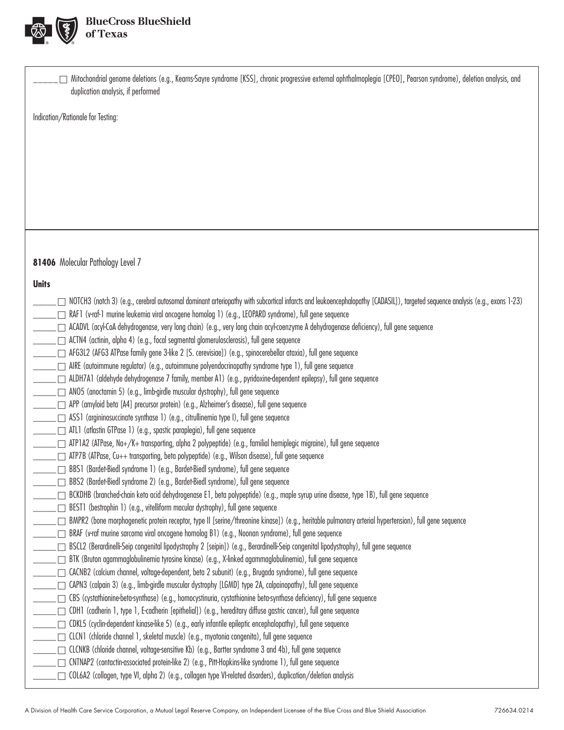_____ ☐ Mitochondrial genome deletions (e.g., Kearns-Sayre syndrome [KSS], chronic progressive external ophthalmoplegia [CPEO], Pearson syndrome), deletion analysis, and duplication analysis, if performed

Indication/Rationale for Testing:

**81406** Molecular Pathology Level 7

**Units**

- ______ ☐ NOTCH3 (notch 3) (e.g., cerebral autosomal dominant arteriopathy with subcortical infarcts and leukoencephalopathy [CADASIL]), targeted sequence analysis (e.g., exons 1-23)
- ______ ☐ RAF1 (v-raf-1 murine leukemia viral oncogene homolog 1) (e.g., LEOPARD syndrome), full gene sequence
- ______ ☐ ACADVL (acyl-CoA dehydrogenase, very long chain) (e.g., very long chain acyl-coenzyme A dehydrogenase deficiency), full gene sequence
- ______ ☐ ACTN4 (actinin, alpha 4) (e.g., focal segmental glomerulosclerosis), full gene sequence
- ______ ☐ AFG3L2 (AFG3 ATPase family gene 3-like 2 [S. cerevisiae]) (e.g., spinocerebellar ataxia), full gene sequence
- ______ ☐ AIRE (autoimmune regulator) (e.g., autoimmune polyendocrinopathy syndrome type 1), full gene sequence
- ______ ☐ ALDH7A1 (aldehyde dehydrogenase 7 family, member A1) (e.g., pyridoxine-dependent epilepsy), full gene sequence
- ______ ☐ ANO5 (anoctamin 5) (e.g., limb-girdle muscular dystrophy), full gene sequence
- ______ ☐ APP (amyloid beta [A4] precursor protein) (e.g., Alzheimer's disease), full gene sequence
- ______ ☐ ASS1 (argininosuccinate synthase 1) (e.g., citrullinemia type I), full gene sequence
- ______ ☐ ATL1 (atlastin GTPase 1) (e.g., spastic paraplegia), full gene sequence
- ______ ☐ ATP1A2 (ATPase, Na+/K+ transporting, alpha 2 polypeptide) (e.g., familial hemiplegic migraine), full gene sequence
- ______ ☐ ATP7B (ATPase, Cu++ transporting, beta polypeptide) (e.g., Wilson disease), full gene sequence
- ______ ☐ BBS1 (Bardet-Biedl syndrome 1) (e.g., Bardet-Biedl syndrome), full gene sequence
- ______ ☐ BBS2 (Bardet-Biedl syndrome 2) (e.g., Bardet-Biedl syndrome), full gene sequence
- ______ ☐ BCKDHB (branched-chain keto acid dehydrogenase E1, beta polypeptide) (e.g., maple syrup urine disease, type 1B), full gene sequence
- ______ ☐ BEST1 (bestrophin 1) (e.g., vitelliform macular dystrophy), full gene sequence
- ______ ☐ BMPR2 (bone morphogenetic protein receptor, type II [serine/threonine kinase]) (e.g., heritable pulmonary arterial hypertension), full gene sequence
- ______ ☐ BRAF (v-raf murine sarcoma viral oncogene homolog B1) (e.g., Noonan syndrome), full gene sequence
- ______ ☐ BSCL2 (Berardinelli-Seip congenital lipodystrophy 2 [seipin]) (e.g., Berardinelli-Seip congenital lipodystrophy), full gene sequence
- ______ ☐ BTK (Bruton agammaglobulinemia tyrosine kinase) (e.g., X-linked agammaglobulinemia), full gene sequence
- ______ ☐ CACNB2 (calcium channel, voltage-dependent, beta 2 subunit) (e.g., Brugada syndrome), full gene sequence
- ______ ☐ CAPN3 (calpain 3) (e.g., limb-girdle muscular dystrophy [LGMD] type 2A, calpainopathy), full gene sequence
- ______ ☐ CBS (cystathionine-beta-synthase) (e.g., homocystinuria, cystathionine beta-synthase deficiency), full gene sequence
- ______ ☐ CDH1 (cadherin 1, type 1, E-cadherin [epithelial]) (e.g., hereditary diffuse gastric cancer), full gene sequence
- ______ ☐ CDKL5 (cyclin-dependent kinase-like 5) (e.g., early infantile epileptic encephalopathy), full gene sequence
- ______ ☐ CLCN1 (chloride channel 1, skeletal muscle) (e.g., myotonia congenita), full gene sequence
- ______ ☐ CLCNKB (chloride channel, voltage-sensitive Kb) (e.g., Bartter syndrome 3 and 4b), full gene sequence
- ______ ☐ CNTNAP2 (contactin-associated protein-like 2) (e.g., Pitt-Hopkins-like syndrome 1), full gene sequence
- ______ ☐ COL6A2 (collagen, type VI, alpha 2) (e.g., collagen type VI-related disorders), duplication/deletion analysis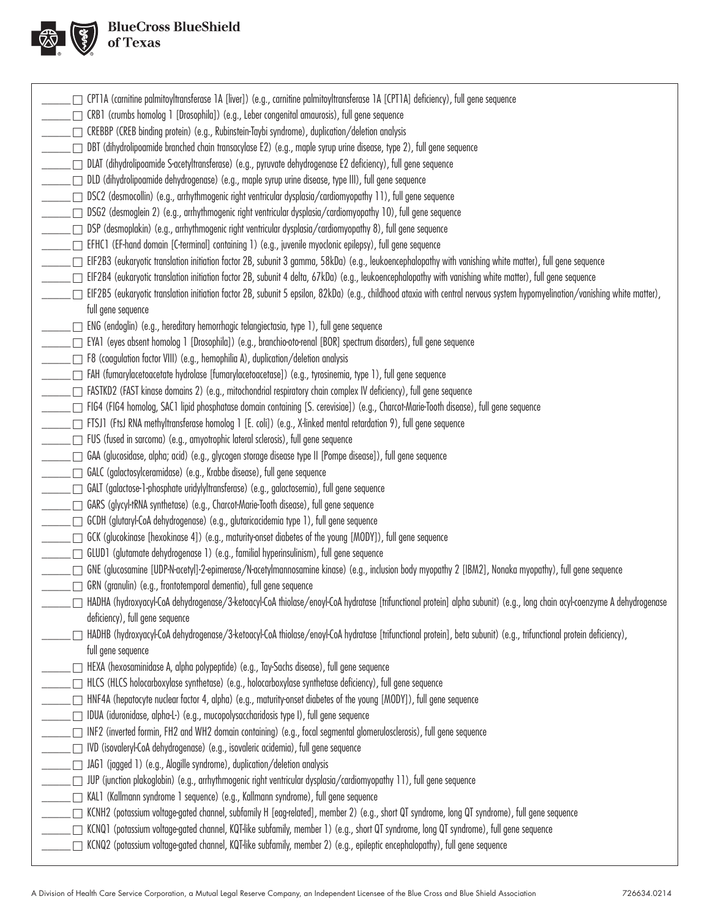- ______ ☐ CPT1A (carnitine palmitoyltransferase 1A [liver]) (e.g., carnitine palmitoyltransferase 1A [CPT1A] deficiency), full gene sequence
- ______ ☐ CRB1 (crumbs homolog 1 [Drosophila]) (e.g., Leber congenital amaurosis), full gene sequence
- ______ ☐ CREBBP (CREB binding protein) (e.g., Rubinstein-Taybi syndrome), duplication/deletion analysis
- ______ ☐ DBT (dihydrolipoamide branched chain transacylase E2) (e.g., maple syrup urine disease, type 2), full gene sequence
- ______ ☐ DLAT (dihydrolipoamide S-acetyltransferase) (e.g., pyruvate dehydrogenase E2 deficiency), full gene sequence
- ______ ☐ DLD (dihydrolipoamide dehydrogenase) (e.g., maple syrup urine disease, type III), full gene sequence
- ______ ☐ DSC2 (desmocollin) (e.g., arrhythmogenic right ventricular dysplasia/cardiomyopathy 11), full gene sequence
- ______ ☐ DSG2 (desmoglein 2) (e.g., arrhythmogenic right ventricular dysplasia/cardiomyopathy 10), full gene sequence
- ______ ☐ DSP (desmoplakin) (e.g., arrhythmogenic right ventricular dysplasia/cardiomyopathy 8), full gene sequence
- ______ ☐ EFHC1 (EF-hand domain [C-terminal] containing 1) (e.g., juvenile myoclonic epilepsy), full gene sequence
- ______ ☐ EIF2B3 (eukaryotic translation initiation factor 2B, subunit 3 gamma, 58kDa) (e.g., leukoencephalopathy with vanishing white matter), full gene sequence
- ______ ☐ EIF2B4 (eukaryotic translation initiation factor 2B, subunit 4 delta, 67kDa) (e.g., leukoencephalopathy with vanishing white matter), full gene sequence
- ______ ☐ EIF2B5 (eukaryotic translation initiation factor 2B, subunit 5 epsilon, 82kDa) (e.g., childhood ataxia with central nervous system hypomyelination/vanishing white matter), full gene sequence
- ______ ☐ ENG (endoglin) (e.g., hereditary hemorrhagic telangiectasia, type 1), full gene sequence
- ______ ☐ EYA1 (eyes absent homolog 1 [Drosophila]) (e.g., branchio-oto-renal [BOR] spectrum disorders), full gene sequence
- ______ ☐ F8 (coagulation factor VIII) (e.g., hemophilia A), duplication/deletion analysis
- ______ ☐ FAH (fumarylacetoacetate hydrolase [fumarylacetoacetase]) (e.g., tyrosinemia, type 1), full gene sequence
- ______ ☐ FASTKD2 (FAST kinase domains 2) (e.g., mitochondrial respiratory chain complex IV deficiency), full gene sequence
- ______ ☐ FIG4 (FIG4 homolog, SAC1 lipid phosphatase domain containing [S. cerevisiae]) (e.g., Charcot-Marie-Tooth disease), full gene sequence
- ______ ☐ FTSJ1 (FtsJ RNA methyltransferase homolog 1 [E. coli]) (e.g., X-linked mental retardation 9), full gene sequence
- ______ ☐ FUS (fused in sarcoma) (e.g., amyotrophic lateral sclerosis), full gene sequence
- ______ ☐ GAA (glucosidase, alpha; acid) (e.g., glycogen storage disease type II [Pompe disease]), full gene sequence
- ______ ☐ GALC (galactosylceramidase) (e.g., Krabbe disease), full gene sequence
- ______ ☐ GALT (galactose-1-phosphate uridylyltransferase) (e.g., galactosemia), full gene sequence
- ______ ☐ GARS (glycyl-tRNA synthetase) (e.g., Charcot-Marie-Tooth disease), full gene sequence
- ______ ☐ GCDH (glutaryl-CoA dehydrogenase) (e.g., glutaricacidemia type 1), full gene sequence
- ______ ☐ GCK (glucokinase [hexokinase 4]) (e.g., maturity-onset diabetes of the young [MODY]), full gene sequence
- ______ ☐ GLUD1 (glutamate dehydrogenase 1) (e.g., familial hyperinsulinism), full gene sequence
- ______ ☐ GNE (glucosamine [UDP-N-acetyl]-2-epimerase/N-acetylmannosamine kinase) (e.g., inclusion body myopathy 2 [IBM2], Nonaka myopathy), full gene sequence
- ______ ☐ GRN (granulin) (e.g., frontotemporal dementia), full gene sequence
- ______ ☐ HADHA (hydroxyacyl-CoA dehydrogenase/3-ketoacyl-CoA thiolase/enoyl-CoA hydratase [trifunctional protein] alpha subunit) (e.g., long chain acyl-coenzyme A dehydrogenase deficiency), full gene sequence
- ______ ☐ HADHB (hydroxyacyl-CoA dehydrogenase/3-ketoacyl-CoA thiolase/enoyl-CoA hydratase [trifunctional protein], beta subunit) (e.g., trifunctional protein deficiency), full gene sequence
- ______ ☐ HEXA (hexosaminidase A, alpha polypeptide) (e.g., Tay-Sachs disease), full gene sequence
- ______ ☐ HLCS (HLCS holocarboxylase synthetase) (e.g., holocarboxylase synthetase deficiency), full gene sequence
- ______ ☐ HNF4A (hepatocyte nuclear factor 4, alpha) (e.g., maturity-onset diabetes of the young [MODY]), full gene sequence
- ______ ☐ IDUA (iduronidase, alpha-L-) (e.g., mucopolysaccharidosis type I), full gene sequence
- ______ ☐ INF2 (inverted formin, FH2 and WH2 domain containing) (e.g., focal segmental glomerulosclerosis), full gene sequence
- ______ ☐ IVD (isovaleryl-CoA dehydrogenase) (e.g., isovaleric acidemia), full gene sequence
- ______ ☐ JAG1 (jagged 1) (e.g., Alagille syndrome), duplication/deletion analysis
- ______ ☐ JUP (junction plakoglobin) (e.g., arrhythmogenic right ventricular dysplasia/cardiomyopathy 11), full gene sequence
- ______ ☐ KAL1 (Kallmann syndrome 1 sequence) (e.g., Kallmann syndrome), full gene sequence
- ______ ☐ KCNH2 (potassium voltage-gated channel, subfamily H [eag-related], member 2) (e.g., short QT syndrome, long QT syndrome), full gene sequence
- ______ ☐ KCNQ1 (potassium voltage-gated channel, KQT-like subfamily, member 1) (e.g., short QT syndrome, long QT syndrome), full gene sequence
- ______ ☐ KCNQ2 (potassium voltage-gated channel, KQT-like subfamily, member 2) (e.g., epileptic encephalopathy), full gene sequence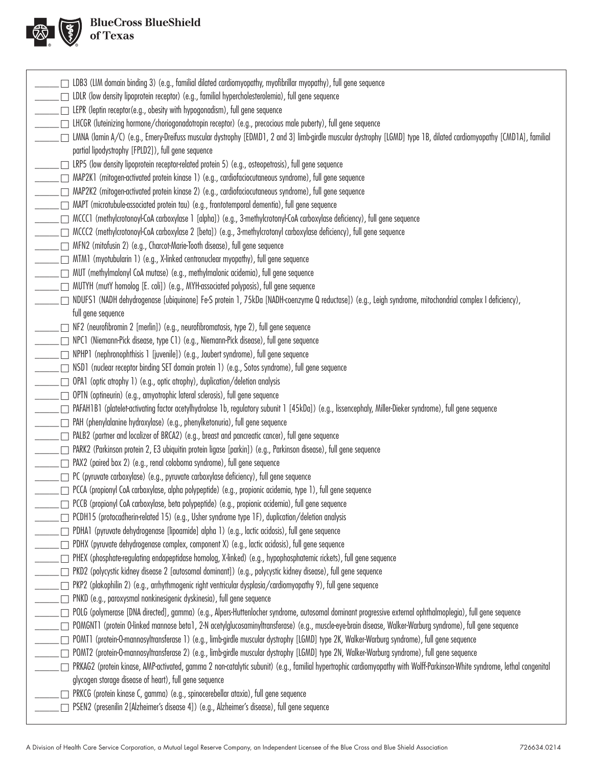- ______ ☐ LDB3 (LIM domain binding 3) (e.g., familial dilated cardiomyopathy, myofibrillar myopathy), full gene sequence
- ______ ☐ LDLR (low density lipoprotein receptor) (e.g., familial hypercholesterolemia), full gene sequence
- ______ ☐ LEPR (leptin receptor(e.g., obesity with hypogonadism), full gene sequence
- ______ ☐ LHCGR (luteinizing hormone/choriogonadotropin receptor) (e.g., precocious male puberty), full gene sequence
- ______ ☐ LMNA (lamin A/C) (e.g., Emery-Dreifuss muscular dystrophy [EDMD1, 2 and 3] limb-girdle muscular dystrophy [LGMD] type 1B, dilated cardiomyopathy [CMD1A], familial partial lipodystrophy [FPLD2]), full gene sequence
- ______ ☐ LRP5 (low density lipoprotein receptor-related protein 5) (e.g., osteopetrosis), full gene sequence
- ______ ☐ MAP2K1 (mitogen-activated protein kinase 1) (e.g., cardiofaciocutaneous syndrome), full gene sequence
- ______ ☐ MAP2K2 (mitogen-activated protein kinase 2) (e.g., cardiofaciocutaneous syndrome), full gene sequence
- ______ ☐ MAPT (microtubule-associated protein tau) (e.g., frontotemporal dementia), full gene sequence
- ______ ☐ MCCC1 (methylcrotonoyl-CoA carboxylase 1 [alpha]) (e.g., 3-methylcrotonyl-CoA carboxylase deficiency), full gene sequence
- ______ ☐ MCCC2 (methylcrotonoyl-CoA carboxylase 2 [beta]) (e.g., 3-methylcrotonyl carboxylase deficiency), full gene sequence
- ______ ☐ MFN2 (mitofusin 2) (e.g., Charcot-Marie-Tooth disease), full gene sequence
- ______ ☐ MTM1 (myotubularin 1) (e.g., X-linked centronuclear myopathy), full gene sequence
- ______ ☐ MUT (methylmalonyl CoA mutase) (e.g., methylmalonic acidemia), full gene sequence
- ______ ☐ MUTYH (mutY homolog [E. coli]) (e.g., MYH-associated polyposis), full gene sequence
- ______ ☐ NDUFS1 (NADH dehydrogenase [ubiquinone] Fe-S protein 1, 75kDa [NADH-coenzyme Q reductase]) (e.g., Leigh syndrome, mitochondrial complex I deficiency), full gene sequence
- ______ ☐ NF2 (neurofibromin 2 [merlin]) (e.g., neurofibromatosis, type 2), full gene sequence
- ______ ☐ NPC1 (Niemann-Pick disease, type C1) (e.g., Niemann-Pick disease), full gene sequence
- ______ ☐ NPHP1 (nephronophthisis 1 [juvenile]) (e.g., Joubert syndrome), full gene sequence
- ______ ☐ NSD1 (nuclear receptor binding SET domain protein 1) (e.g., Sotos syndrome), full gene sequence
- ______ ☐ OPA1 (optic atrophy 1) (e.g., optic atrophy), duplication/deletion analysis
- ______ ☐ OPTN (optineurin) (e.g., amyotrophic lateral sclerosis), full gene sequence
- ______ ☐ PAFAH1B1 (platelet-activating factor acetylhydrolase 1b, regulatory subunit 1 [45kDa]) (e.g., lissencephaly, Miller-Dieker syndrome), full gene sequence
- ______ ☐ PAH (phenylalanine hydroxylase) (e.g., phenylketonuria), full gene sequence
- ______ ☐ PALB2 (partner and localizer of BRCA2) (e.g., breast and pancreatic cancer), full gene sequence
- ______ ☐ PARK2 (Parkinson protein 2, E3 ubiquitin protein ligase [parkin]) (e.g., Parkinson disease), full gene sequence
- ______ ☐ PAX2 (paired box 2) (e.g., renal coloboma syndrome), full gene sequence
- ______ ☐ PC (pyruvate carboxylase) (e.g., pyruvate carboxylase deficiency), full gene sequence
- ______ ☐ PCCA (propionyl CoA carboxylase, alpha polypeptide) (e.g., propionic acidemia, type 1), full gene sequence
- ______ ☐ PCCB (propionyl CoA carboxylase, beta polypeptide) (e.g., propionic acidemia), full gene sequence
- ______ ☐ PCDH15 (protocadherin-related 15) (e.g., Usher syndrome type 1F), duplication/deletion analysis
- ______ ☐ PDHA1 (pyruvate dehydrogenase [lipoamide] alpha 1) (e.g., lactic acidosis), full gene sequence
- ______ ☐ PDHX (pyruvate dehydrogenase complex, component X) (e.g., lactic acidosis), full gene sequence
- ______ ☐ PHEX (phosphate-regulating endopeptidase homolog, X-linked) (e.g., hypophosphatemic rickets), full gene sequence
- ______ ☐ PKD2 (polycystic kidney disease 2 [autosomal dominant]) (e.g., polycystic kidney disease), full gene sequence
- ______ ☐ PKP2 (plakophilin 2) (e.g., arrhythmogenic right ventricular dysplasia/cardiomyopathy 9), full gene sequence
- ______ ☐ PNKD (e.g., paroxysmal nonkinesigenic dyskinesia), full gene sequence
- ______ ☐ POLG (polymerase [DNA directed], gamma) (e.g., Alpers-Huttenlocher syndrome, autosomal dominant progressive external ophthalmoplegia), full gene sequence
- ______ ☐ POMGNT1 (protein O-linked mannose beta1, 2-N acetylglucosaminyltransferase) (e.g., muscle-eye-brain disease, Walker-Warburg syndrome), full gene sequence
- ______ ☐ POMT1 (protein-O-mannosyltransferase 1) (e.g., limb-girdle muscular dystrophy [LGMD] type 2K, Walker-Warburg syndrome), full gene sequence
- ______ ☐ POMT2 (protein-O-mannosyltransferase 2) (e.g., limb-girdle muscular dystrophy [LGMD] type 2N, Walker-Warburg syndrome), full gene sequence
- ______ ☐ PRKAG2 (protein kinase, AMP-activated, gamma 2 non-catalytic subunit) (e.g., familial hypertrophic cardiomyopathy with Wolff-Parkinson-White syndrome, lethal congenital glycogen storage disease of heart), full gene sequence
- ______ ☐ PRKCG (protein kinase C, gamma) (e.g., spinocerebellar ataxia), full gene sequence
- ______ ☐ PSEN2 (presenilin 2[Alzheimer's disease 4]) (e.g., Alzheimer's disease), full gene sequence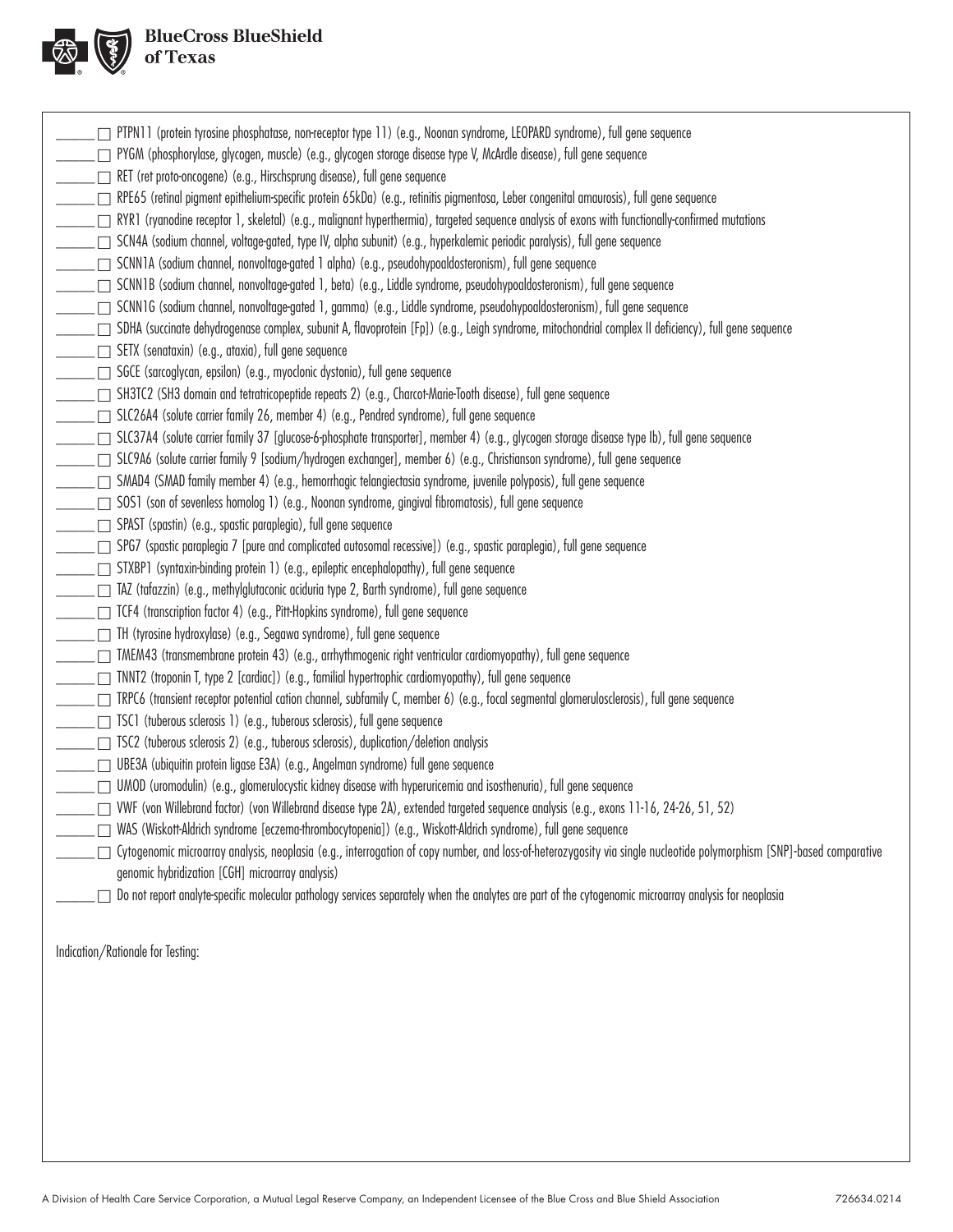- ______ ☐ PTPN11 (protein tyrosine phosphatase, non-receptor type 11) (e.g., Noonan syndrome, LEOPARD syndrome), full gene sequence
- ______ ☐ PYGM (phosphorylase, glycogen, muscle) (e.g., glycogen storage disease type V, McArdle disease), full gene sequence
- ______ ☐ RET (ret proto-oncogene) (e.g., Hirschsprung disease), full gene sequence
- ______ ☐ RPE65 (retinal pigment epithelium-specific protein 65kDa) (e.g., retinitis pigmentosa, Leber congenital amaurosis), full gene sequence
- ______ ☐ RYR1 (ryanodine receptor 1, skeletal) (e.g., malignant hyperthermia), targeted sequence analysis of exons with functionally-confirmed mutations
- ______ ☐ SCN4A (sodium channel, voltage-gated, type IV, alpha subunit) (e.g., hyperkalemic periodic paralysis), full gene sequence
- ______ ☐ SCNN1A (sodium channel, nonvoltage-gated 1 alpha) (e.g., pseudohypoaldosteronism), full gene sequence
- ______ ☐ SCNN1B (sodium channel, nonvoltage-gated 1, beta) (e.g., Liddle syndrome, pseudohypoaldosteronism), full gene sequence
- ______ ☐ SCNN1G (sodium channel, nonvoltage-gated 1, gamma) (e.g., Liddle syndrome, pseudohypoaldosteronism), full gene sequence
- ______ ☐ SDHA (succinate dehydrogenase complex, subunit A, flavoprotein [Fp]) (e.g., Leigh syndrome, mitochondrial complex II deficiency), full gene sequence
- ______ ☐ SETX (senataxin) (e.g., ataxia), full gene sequence
- ______ ☐ SGCE (sarcoglycan, epsilon) (e.g., myoclonic dystonia), full gene sequence
- ______ ☐ SH3TC2 (SH3 domain and tetratricopeptide repeats 2) (e.g., Charcot-Marie-Tooth disease), full gene sequence
- ______ ☐ SLC26A4 (solute carrier family 26, member 4) (e.g., Pendred syndrome), full gene sequence
- ______ ☐ SLC37A4 (solute carrier family 37 [glucose-6-phosphate transporter], member 4) (e.g., glycogen storage disease type Ib), full gene sequence
- ______ ☐ SLC9A6 (solute carrier family 9 [sodium/hydrogen exchanger], member 6) (e.g., Christianson syndrome), full gene sequence
- ______ ☐ SMAD4 (SMAD family member 4) (e.g., hemorrhagic telangiectasia syndrome, juvenile polyposis), full gene sequence
- ______ ☐ SOS1 (son of sevenless homolog 1) (e.g., Noonan syndrome, gingival fibromatosis), full gene sequence
- ______ ☐ SPAST (spastin) (e.g., spastic paraplegia), full gene sequence
- ______ ☐ SPG7 (spastic paraplegia 7 [pure and complicated autosomal recessive]) (e.g., spastic paraplegia), full gene sequence
- ______ ☐ STXBP1 (syntaxin-binding protein 1) (e.g., epileptic encephalopathy), full gene sequence
- ______ ☐ TAZ (tafazzin) (e.g., methylglutaconic aciduria type 2, Barth syndrome), full gene sequence
- ______ ☐ TCF4 (transcription factor 4) (e.g., Pitt-Hopkins syndrome), full gene sequence
- ______ ☐ TH (tyrosine hydroxylase) (e.g., Segawa syndrome), full gene sequence
- ______ ☐ TMEM43 (transmembrane protein 43) (e.g., arrhythmogenic right ventricular cardiomyopathy), full gene sequence
- ______ ☐ TNNT2 (troponin T, type 2 [cardiac]) (e.g., familial hypertrophic cardiomyopathy), full gene sequence
- ______ ☐ TRPC6 (transient receptor potential cation channel, subfamily C, member 6) (e.g., focal segmental glomerulosclerosis), full gene sequence
- ______ ☐ TSC1 (tuberous sclerosis 1) (e.g., tuberous sclerosis), full gene sequence
- ______ ☐ TSC2 (tuberous sclerosis 2) (e.g., tuberous sclerosis), duplication/deletion analysis
- ______ ☐ UBE3A (ubiquitin protein ligase E3A) (e.g., Angelman syndrome) full gene sequence
- ______ ☐ UMOD (uromodulin) (e.g., glomerulocystic kidney disease with hyperuricemia and isosthenuria), full gene sequence
- ______ ☐ VWF (von Willebrand factor) (von Willebrand disease type 2A), extended targeted sequence analysis (e.g., exons 11-16, 24-26, 51, 52)
- ______ ☐ WAS (Wiskott-Aldrich syndrome [eczema-thrombocytopenia]) (e.g., Wiskott-Aldrich syndrome), full gene sequence
- ______ ☐ Cytogenomic microarray analysis, neoplasia (e.g., interrogation of copy number, and loss-of-heterozygosity via single nucleotide polymorphism [SNP]-based comparative genomic hybridization [CGH] microarray analysis)
- ______ ☐ Do not report analyte-specific molecular pathology services separately when the analytes are part of the cytogenomic microarray analysis for neoplasia

Indication/Rationale for Testing: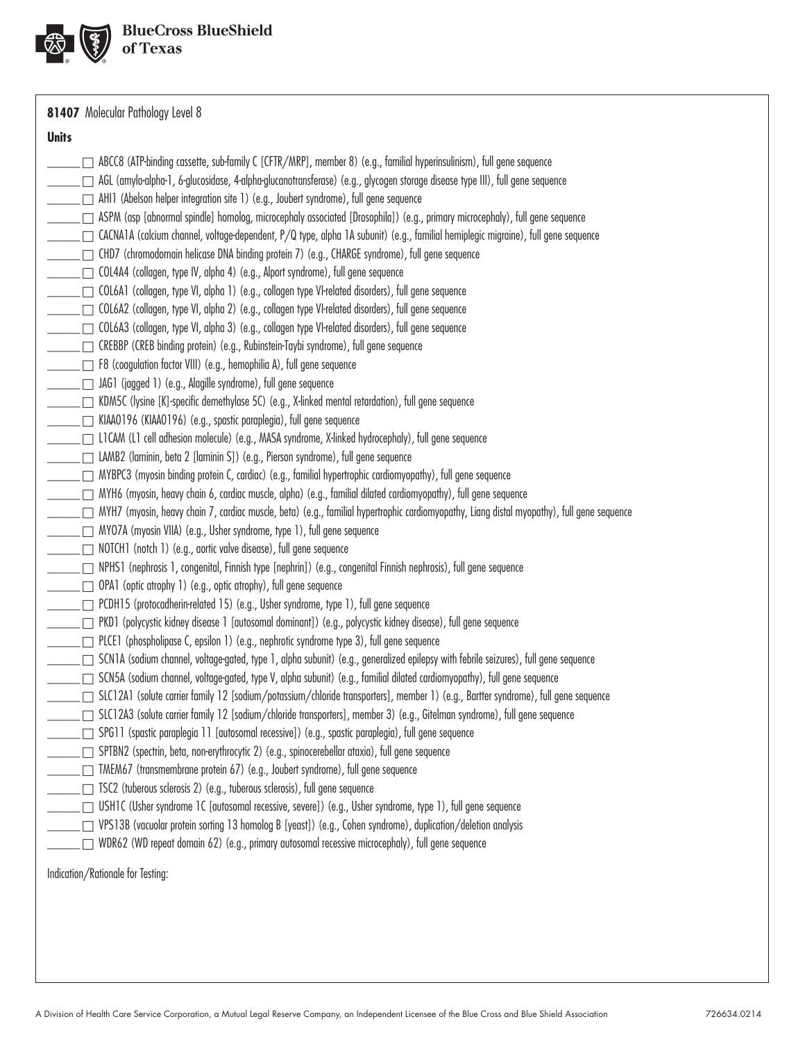**81407** Molecular Pathology Level 8

**Units**

- ______ ☐ ABCC8 (ATP-binding cassette, sub-family C [CFTR/MRP], member 8) (e.g., familial hyperinsulinism), full gene sequence
- ______ ☐ AGL (amylo-alpha-1, 6-glucosidase, 4-alpha-glucanotransferase) (e.g., glycogen storage disease type III), full gene sequence
- ______ ☐ AHI1 (Abelson helper integration site 1) (e.g., Joubert syndrome), full gene sequence
- ______ ☐ ASPM (asp [abnormal spindle] homolog, microcephaly associated [Drosophila]) (e.g., primary microcephaly), full gene sequence
- ______ ☐ CACNA1A (calcium channel, voltage-dependent, P/Q type, alpha 1A subunit) (e.g., familial hemiplegic migraine), full gene sequence
- ______ ☐ CHD7 (chromodomain helicase DNA binding protein 7) (e.g., CHARGE syndrome), full gene sequence
- ______ ☐ COL4A4 (collagen, type IV, alpha 4) (e.g., Alport syndrome), full gene sequence
- ______ ☐ COL6A1 (collagen, type VI, alpha 1) (e.g., collagen type VI-related disorders), full gene sequence
- ______ ☐ COL6A2 (collagen, type VI, alpha 2) (e.g., collagen type VI-related disorders), full gene sequence
- ______ ☐ COL6A3 (collagen, type VI, alpha 3) (e.g., collagen type VI-related disorders), full gene sequence
- ______ ☐ CREBBP (CREB binding protein) (e.g., Rubinstein-Taybi syndrome), full gene sequence
- ______ ☐ F8 (coagulation factor VIII) (e.g., hemophilia A), full gene sequence
- ______ ☐ JAG1 (jagged 1) (e.g., Alagille syndrome), full gene sequence
- ______ ☐ KDM5C (lysine [K]-specific demethylase 5C) (e.g., X-linked mental retardation), full gene sequence
- ______ ☐ KIAA0196 (KIAA0196) (e.g., spastic paraplegia), full gene sequence
- ______ ☐ L1CAM (L1 cell adhesion molecule) (e.g., MASA syndrome, X-linked hydrocephaly), full gene sequence
- ______ ☐ LAMB2 (laminin, beta 2 [laminin S]) (e.g., Pierson syndrome), full gene sequence
- ______ ☐ MYBPC3 (myosin binding protein C, cardiac) (e.g., familial hypertrophic cardiomyopathy), full gene sequence
- ______ ☐ MYH6 (myosin, heavy chain 6, cardiac muscle, alpha) (e.g., familial dilated cardiomyopathy), full gene sequence
- ______ ☐ MYH7 (myosin, heavy chain 7, cardiac muscle, beta) (e.g., familial hypertrophic cardiomyopathy, Liang distal myopathy), full gene sequence
- ______ ☐ MYO7A (myosin VIIA) (e.g., Usher syndrome, type 1), full gene sequence
- ______ ☐ NOTCH1 (notch 1) (e.g., aortic valve disease), full gene sequence
- ______ ☐ NPHS1 (nephrosis 1, congenital, Finnish type [nephrin]) (e.g., congenital Finnish nephrosis), full gene sequence
- ______ ☐ OPA1 (optic atrophy 1) (e.g., optic atrophy), full gene sequence
- ______ ☐ PCDH15 (protocadherin-related 15) (e.g., Usher syndrome, type 1), full gene sequence
- ______ ☐ PKD1 (polycystic kidney disease 1 [autosomal dominant]) (e.g., polycystic kidney disease), full gene sequence
- ______ ☐ PLCE1 (phospholipase C, epsilon 1) (e.g., nephrotic syndrome type 3), full gene sequence
- ______ ☐ SCN1A (sodium channel, voltage-gated, type 1, alpha subunit) (e.g., generalized epilepsy with febrile seizures), full gene sequence
- ______ ☐ SCN5A (sodium channel, voltage-gated, type V, alpha subunit) (e.g., familial dilated cardiomyopathy), full gene sequence
- ______ ☐ SLC12A1 (solute carrier family 12 [sodium/potassium/chloride transporters], member 1) (e.g., Bartter syndrome), full gene sequence
- ______ ☐ SLC12A3 (solute carrier family 12 [sodium/chloride transporters], member 3) (e.g., Gitelman syndrome), full gene sequence
- ______ ☐ SPG11 (spastic paraplegia 11 [autosomal recessive]) (e.g., spastic paraplegia), full gene sequence
- ______ ☐ SPTBN2 (spectrin, beta, non-erythrocytic 2) (e.g., spinocerebellar ataxia), full gene sequence
- ______ ☐ TMEM67 (transmembrane protein 67) (e.g., Joubert syndrome), full gene sequence
- ______ ☐ TSC2 (tuberous sclerosis 2) (e.g., tuberous sclerosis), full gene sequence
- ______ ☐ USH1C (Usher syndrome 1C [autosomal recessive, severe]) (e.g., Usher syndrome, type 1), full gene sequence
- ______ ☐ VPS13B (vacuolar protein sorting 13 homolog B [yeast]) (e.g., Cohen syndrome), duplication/deletion analysis
- ______ ☐ WDR62 (WD repeat domain 62) (e.g., primary autosomal recessive microcephaly), full gene sequence

Indication/Rationale for Testing: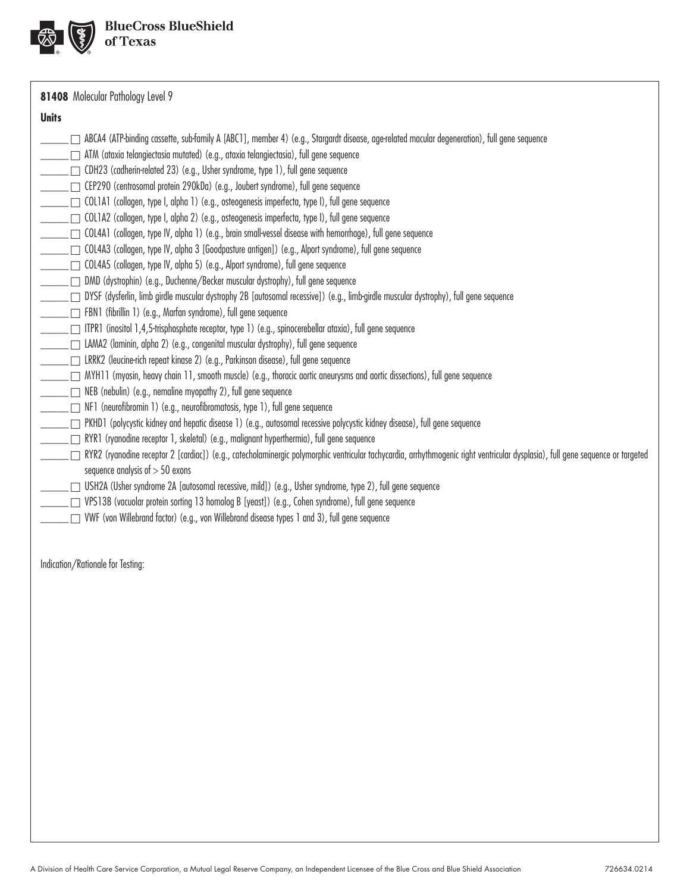**81408** Molecular Pathology Level 9

**Units**

- ______ ☐ ABCA4 (ATP-binding cassette, sub-family A [ABC1], member 4) (e.g., Stargardt disease, age-related macular degeneration), full gene sequence
- ______ ☐ ATM (ataxia telangiectasia mutated) (e.g., ataxia telangiectasia), full gene sequence
- ______ ☐ CDH23 (cadherin-related 23) (e.g., Usher syndrome, type 1), full gene sequence
- ______ ☐ CEP290 (centrosomal protein 290kDa) (e.g., Joubert syndrome), full gene sequence
- ______ ☐ COL1A1 (collagen, type I, alpha 1) (e.g., osteogenesis imperfecta, type I), full gene sequence
- ______ ☐ COL1A2 (collagen, type I, alpha 2) (e.g., osteogenesis imperfecta, type I), full gene sequence
- ______ ☐ COL4A1 (collagen, type IV, alpha 1) (e.g., brain small-vessel disease with hemorrhage), full gene sequence
- ______ ☐ COL4A3 (collagen, type IV, alpha 3 [Goodpasture antigen]) (e.g., Alport syndrome), full gene sequence
- ______ ☐ COL4A5 (collagen, type IV, alpha 5) (e.g., Alport syndrome), full gene sequence
- ______ ☐ DMD (dystrophin) (e.g., Duchenne/Becker muscular dystrophy), full gene sequence
- ______ ☐ DYSF (dysferlin, limb girdle muscular dystrophy 2B [autosomal recessive]) (e.g., limb-girdle muscular dystrophy), full gene sequence
- ______ ☐ FBN1 (fibrillin 1) (e.g., Marfan syndrome), full gene sequence
- ______ ☐ ITPR1 (inositol 1,4,5-trisphosphate receptor, type 1) (e.g., spinocerebellar ataxia), full gene sequence
- ______ ☐ LAMA2 (laminin, alpha 2) (e.g., congenital muscular dystrophy), full gene sequence
- ______ ☐ LRRK2 (leucine-rich repeat kinase 2) (e.g., Parkinson disease), full gene sequence
- ______ ☐ MYH11 (myosin, heavy chain 11, smooth muscle) (e.g., thoracic aortic aneurysms and aortic dissections), full gene sequence
- ______ ☐ NEB (nebulin) (e.g., nemaline myopathy 2), full gene sequence
- ______ ☐ NF1 (neurofibromin 1) (e.g., neurofibromatosis, type 1), full gene sequence
- ______ ☐ PKHD1 (polycystic kidney and hepatic disease 1) (e.g., autosomal recessive polycystic kidney disease), full gene sequence
- ______ ☐ RYR1 (ryanodine receptor 1, skeletal) (e.g., malignant hyperthermia), full gene sequence
- ______ ☐ RYR2 (ryanodine receptor 2 [cardiac]) (e.g., catecholaminergic polymorphic ventricular tachycardia, arrhythmogenic right ventricular dysplasia), full gene sequence or targeted sequence analysis of > 50 exons
- ______ ☐ USH2A (Usher syndrome 2A [autosomal recessive, mild]) (e.g., Usher syndrome, type 2), full gene sequence
- ______ ☐ VPS13B (vacuolar protein sorting 13 homolog B [yeast]) (e.g., Cohen syndrome), full gene sequence
- ______ ☐ VWF (von Willebrand factor) (e.g., von Willebrand disease types 1 and 3), full gene sequence

Indication/Rationale for Testing: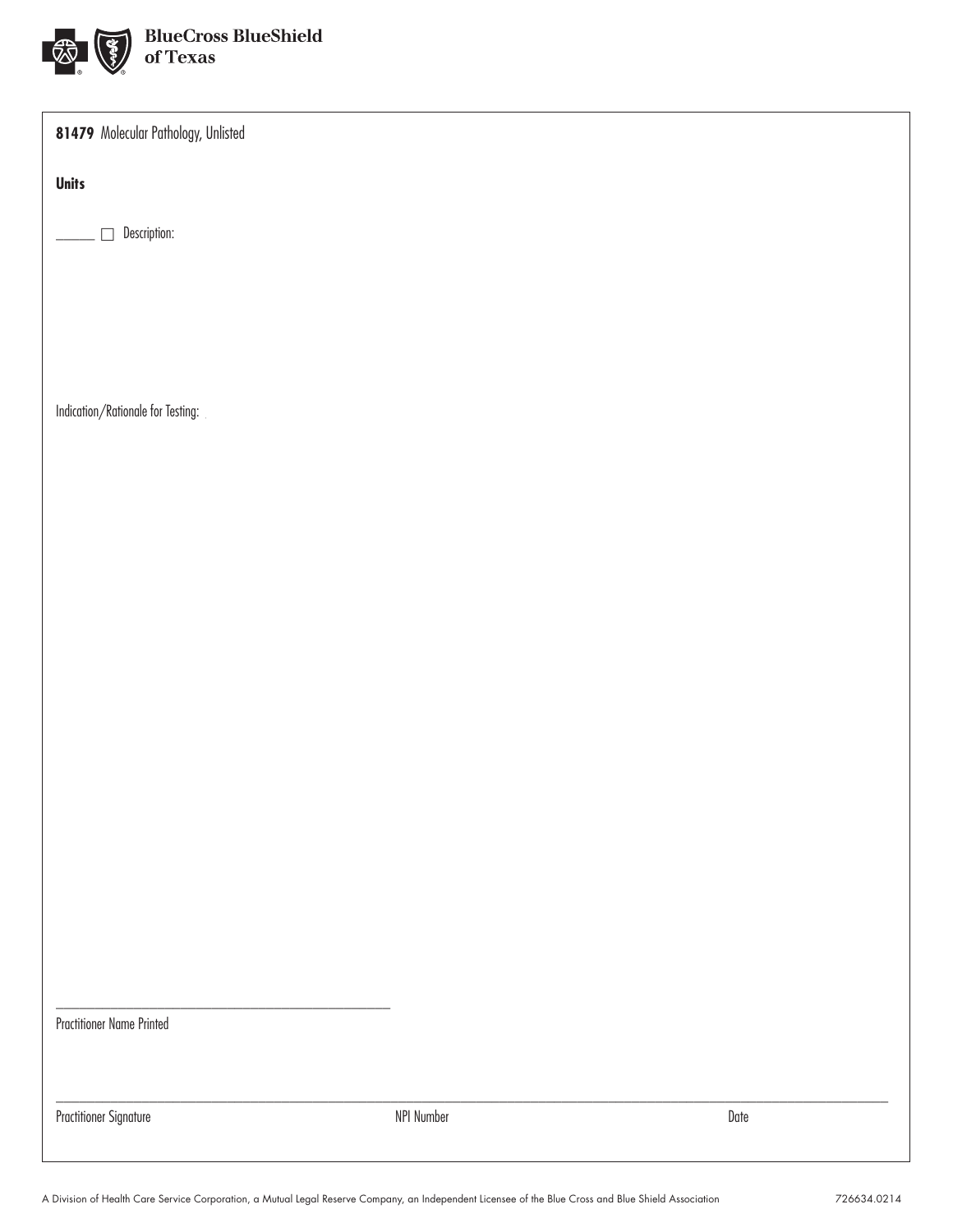BlueCross BlueShield of Texas

**81479** Molecular Pathology, Unlisted

**Units**

______ ☐ Description:

Indication/Rationale for Testing:

_______________________________________________

Practitioner Name Printed

_______________________________________________________________________________________________

Practitioner Signature | NPI Number | Date

A Division of Health Care Service Corporation, a Mutual Legal Reserve Company, an Independent Licensee of the Blue Cross and Blue Shield Association 726634.0214